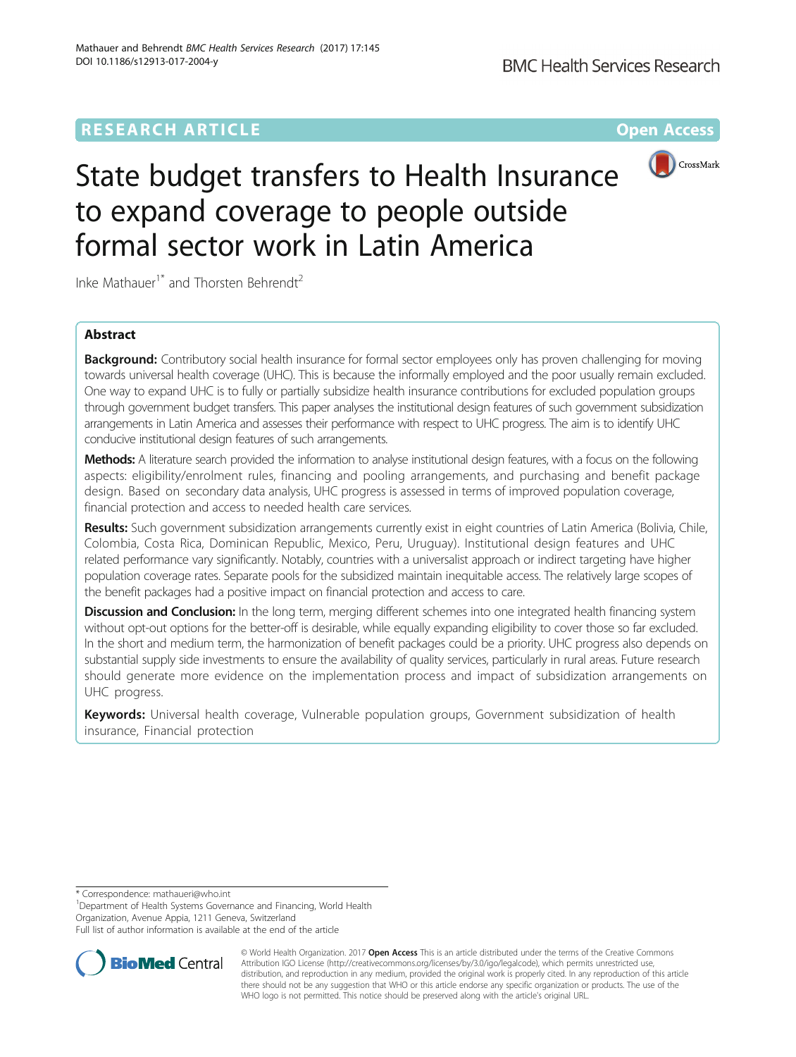RESEARCH ARTICLE

Open Access

# State budget transfers to Health Insurance to expand coverage to people outside formal sector work in Latin America

Inke Mathauer[1*] and Thorsten Behrendt[2]

## Abstract

**Background:** Contributory social health insurance for formal sector employees only has proven challenging for moving towards universal health coverage (UHC). This is because the informally employed and the poor usually remain excluded. One way to expand UHC is to fully or partially subsidize health insurance contributions for excluded population groups through government budget transfers. This paper analyses the institutional design features of such government subsidization arrangements in Latin America and assesses their performance with respect to UHC progress. The aim is to identify UHC conducive institutional design features of such arrangements.

**Methods:** A literature search provided the information to analyse institutional design features, with a focus on the following aspects: eligibility/enrolment rules, financing and pooling arrangements, and purchasing and benefit package design. Based on secondary data analysis, UHC progress is assessed in terms of improved population coverage, financial protection and access to needed health care services.

**Results:** Such government subsidization arrangements currently exist in eight countries of Latin America (Bolivia, Chile, Colombia, Costa Rica, Dominican Republic, Mexico, Peru, Uruguay). Institutional design features and UHC related performance vary significantly. Notably, countries with a universalist approach or indirect targeting have higher population coverage rates. Separate pools for the subsidized maintain inequitable access. The relatively large scopes of the benefit packages had a positive impact on financial protection and access to care.

**Discussion and Conclusion:** In the long term, merging different schemes into one integrated health financing system without opt-out options for the better-off is desirable, while equally expanding eligibility to cover those so far excluded. In the short and medium term, the harmonization of benefit packages could be a priority. UHC progress also depends on substantial supply side investments to ensure the availability of quality services, particularly in rural areas. Future research should generate more evidence on the implementation process and impact of subsidization arrangements on UHC progress.

**Keywords:** Universal health coverage, Vulnerable population groups, Government subsidization of health insurance, Financial protection

\* Correspondence: mathaueri@who.int
[1]Department of Health Systems Governance and Financing, World Health Organization, Avenue Appia, 1211 Geneva, Switzerland
Full list of author information is available at the end of the article

© World Health Organization. 2017 **Open Access** This article is distributed under the terms of the Creative Commons Attribution IGO License (http://creativecommons.org/licenses/by/3.0/igo/legalcode), which permits unrestricted use, distribution, and reproduction in any medium, provided the original work is properly cited. In any reproduction of this article there should not be any suggestion that WHO or this article endorse any specific organization or products. The use of the WHO logo is not permitted. This notice should be preserved along with the article's original URL.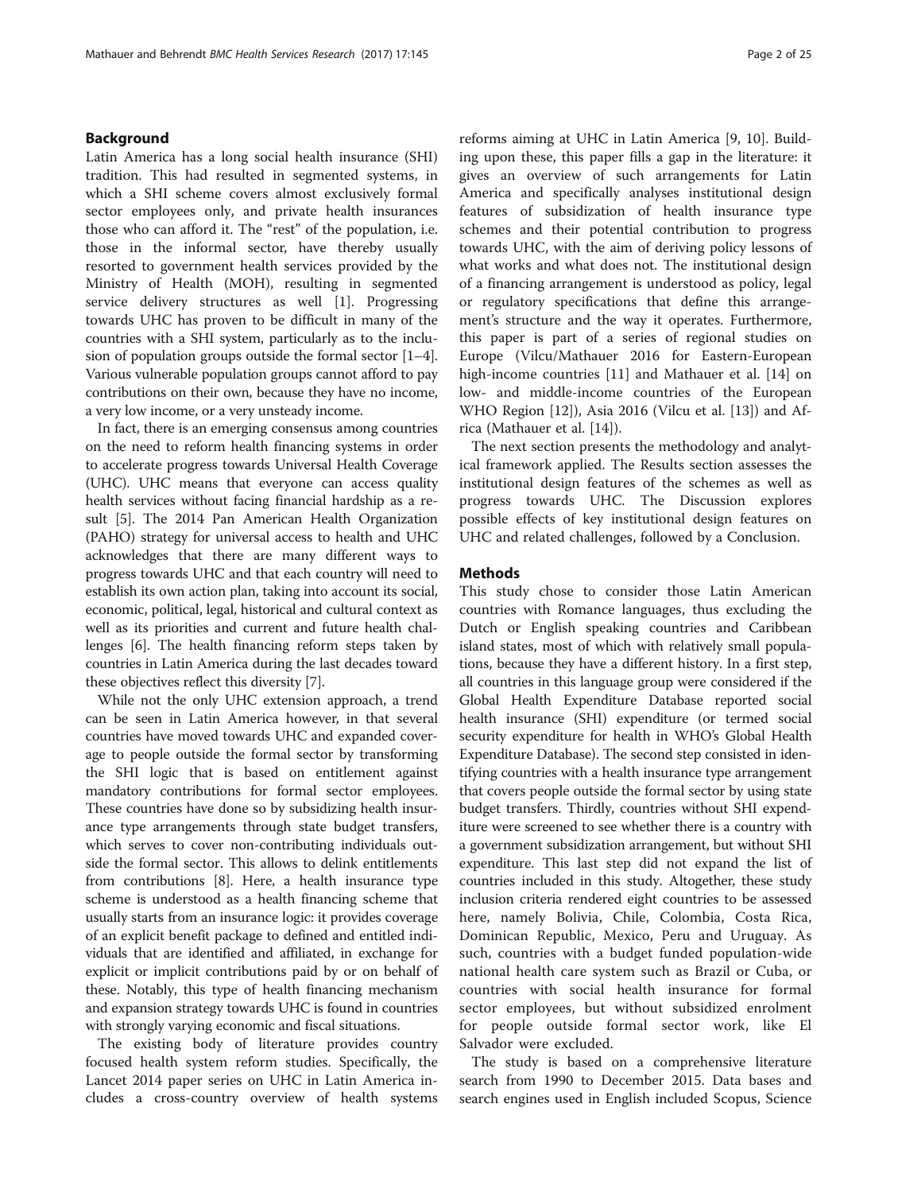## Background

Latin America has a long social health insurance (SHI) tradition. This had resulted in segmented systems, in which a SHI scheme covers almost exclusively formal sector employees only, and private health insurances those who can afford it. The "rest" of the population, i.e. those in the informal sector, have thereby usually resorted to government health services provided by the Ministry of Health (MOH), resulting in segmented service delivery structures as well [1]. Progressing towards UHC has proven to be difficult in many of the countries with a SHI system, particularly as to the inclusion of population groups outside the formal sector [1–4]. Various vulnerable population groups cannot afford to pay contributions on their own, because they have no income, a very low income, or a very unsteady income.

In fact, there is an emerging consensus among countries on the need to reform health financing systems in order to accelerate progress towards Universal Health Coverage (UHC). UHC means that everyone can access quality health services without facing financial hardship as a result [5]. The 2014 Pan American Health Organization (PAHO) strategy for universal access to health and UHC acknowledges that there are many different ways to progress towards UHC and that each country will need to establish its own action plan, taking into account its social, economic, political, legal, historical and cultural context as well as its priorities and current and future health challenges [6]. The health financing reform steps taken by countries in Latin America during the last decades toward these objectives reflect this diversity [7].

While not the only UHC extension approach, a trend can be seen in Latin America however, in that several countries have moved towards UHC and expanded coverage to people outside the formal sector by transforming the SHI logic that is based on entitlement against mandatory contributions for formal sector employees. These countries have done so by subsidizing health insurance type arrangements through state budget transfers, which serves to cover non-contributing individuals outside the formal sector. This allows to delink entitlements from contributions [8]. Here, a health insurance type scheme is understood as a health financing scheme that usually starts from an insurance logic: it provides coverage of an explicit benefit package to defined and entitled individuals that are identified and affiliated, in exchange for explicit or implicit contributions paid by or on behalf of these. Notably, this type of health financing mechanism and expansion strategy towards UHC is found in countries with strongly varying economic and fiscal situations.

The existing body of literature provides country focused health system reform studies. Specifically, the Lancet 2014 paper series on UHC in Latin America includes a cross-country overview of health systems reforms aiming at UHC in Latin America [9, 10]. Building upon these, this paper fills a gap in the literature: it gives an overview of such arrangements for Latin America and specifically analyses institutional design features of subsidization of health insurance type schemes and their potential contribution to progress towards UHC, with the aim of deriving policy lessons of what works and what does not. The institutional design of a financing arrangement is understood as policy, legal or regulatory specifications that define this arrangement's structure and the way it operates. Furthermore, this paper is part of a series of regional studies on Europe (Vilcu/Mathauer 2016 for Eastern-European high-income countries [11] and Mathauer et al. [14] on low- and middle-income countries of the European WHO Region [12]), Asia 2016 (Vilcu et al. [13]) and Africa (Mathauer et al. [14]).

The next section presents the methodology and analytical framework applied. The Results section assesses the institutional design features of the schemes as well as progress towards UHC. The Discussion explores possible effects of key institutional design features on UHC and related challenges, followed by a Conclusion.

## Methods

This study chose to consider those Latin American countries with Romance languages, thus excluding the Dutch or English speaking countries and Caribbean island states, most of which with relatively small populations, because they have a different history. In a first step, all countries in this language group were considered if the Global Health Expenditure Database reported social health insurance (SHI) expenditure (or termed social security expenditure for health in WHO's Global Health Expenditure Database). The second step consisted in identifying countries with a health insurance type arrangement that covers people outside the formal sector by using state budget transfers. Thirdly, countries without SHI expenditure were screened to see whether there is a country with a government subsidization arrangement, but without SHI expenditure. This last step did not expand the list of countries included in this study. Altogether, these study inclusion criteria rendered eight countries to be assessed here, namely Bolivia, Chile, Colombia, Costa Rica, Dominican Republic, Mexico, Peru and Uruguay. As such, countries with a budget funded population-wide national health care system such as Brazil or Cuba, or countries with social health insurance for formal sector employees, but without subsidized enrolment for people outside formal sector work, like El Salvador were excluded.

The study is based on a comprehensive literature search from 1990 to December 2015. Data bases and search engines used in English included Scopus, Science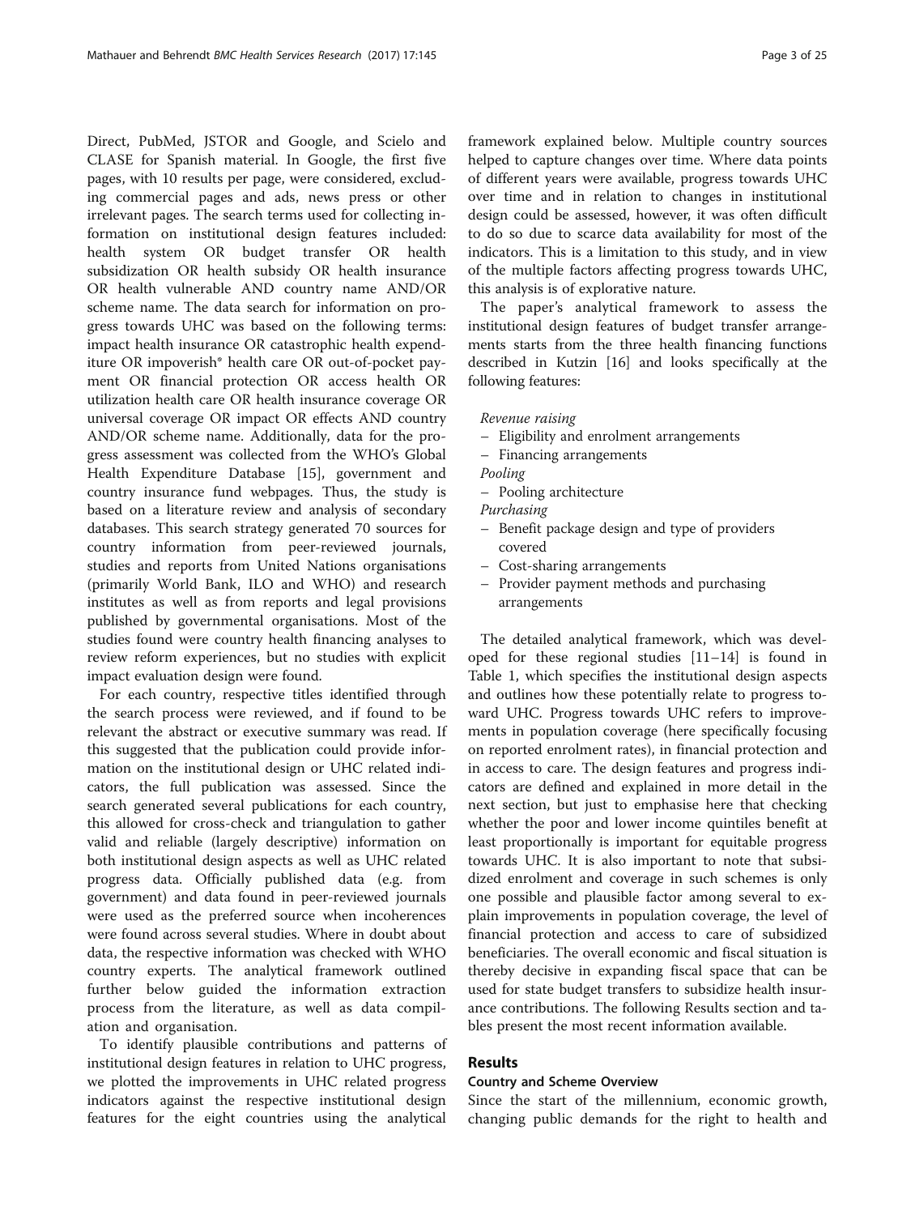Direct, PubMed, JSTOR and Google, and Scielo and CLASE for Spanish material. In Google, the first five pages, with 10 results per page, were considered, excluding commercial pages and ads, news press or other irrelevant pages. The search terms used for collecting information on institutional design features included: health system OR budget transfer OR health subsidization OR health subsidy OR health insurance OR health vulnerable AND country name AND/OR scheme name. The data search for information on progress towards UHC was based on the following terms: impact health insurance OR catastrophic health expenditure OR impoverish* health care OR out-of-pocket payment OR financial protection OR access health OR utilization health care OR health insurance coverage OR universal coverage OR impact OR effects AND country AND/OR scheme name. Additionally, data for the progress assessment was collected from the WHO's Global Health Expenditure Database [15], government and country insurance fund webpages. Thus, the study is based on a literature review and analysis of secondary databases. This search strategy generated 70 sources for country information from peer-reviewed journals, studies and reports from United Nations organisations (primarily World Bank, ILO and WHO) and research institutes as well as from reports and legal provisions published by governmental organisations. Most of the studies found were country health financing analyses to review reform experiences, but no studies with explicit impact evaluation design were found.

For each country, respective titles identified through the search process were reviewed, and if found to be relevant the abstract or executive summary was read. If this suggested that the publication could provide information on the institutional design or UHC related indicators, the full publication was assessed. Since the search generated several publications for each country, this allowed for cross-check and triangulation to gather valid and reliable (largely descriptive) information on both institutional design aspects as well as UHC related progress data. Officially published data (e.g. from government) and data found in peer-reviewed journals were used as the preferred source when incoherences were found across several studies. Where in doubt about data, the respective information was checked with WHO country experts. The analytical framework outlined further below guided the information extraction process from the literature, as well as data compilation and organisation.

To identify plausible contributions and patterns of institutional design features in relation to UHC progress, we plotted the improvements in UHC related progress indicators against the respective institutional design features for the eight countries using the analytical framework explained below. Multiple country sources helped to capture changes over time. Where data points of different years were available, progress towards UHC over time and in relation to changes in institutional design could be assessed, however, it was often difficult to do so due to scarce data availability for most of the indicators. This is a limitation to this study, and in view of the multiple factors affecting progress towards UHC, this analysis is of explorative nature.

The paper's analytical framework to assess the institutional design features of budget transfer arrangements starts from the three health financing functions described in Kutzin [16] and looks specifically at the following features:

*Revenue raising*

- Eligibility and enrolment arrangements
- Financing arrangements

*Pooling*

- Pooling architecture

*Purchasing*

- Benefit package design and type of providers covered
- Cost-sharing arrangements
- Provider payment methods and purchasing arrangements

The detailed analytical framework, which was developed for these regional studies [11–14] is found in Table 1, which specifies the institutional design aspects and outlines how these potentially relate to progress toward UHC. Progress towards UHC refers to improvements in population coverage (here specifically focusing on reported enrolment rates), in financial protection and in access to care. The design features and progress indicators are defined and explained in more detail in the next section, but just to emphasise here that checking whether the poor and lower income quintiles benefit at least proportionally is important for equitable progress towards UHC. It is also important to note that subsidized enrolment and coverage in such schemes is only one possible and plausible factor among several to explain improvements in population coverage, the level of financial protection and access to care of subsidized beneficiaries. The overall economic and fiscal situation is thereby decisive in expanding fiscal space that can be used for state budget transfers to subsidize health insurance contributions. The following Results section and tables present the most recent information available.

## Results

### Country and Scheme Overview

Since the start of the millennium, economic growth, changing public demands for the right to health and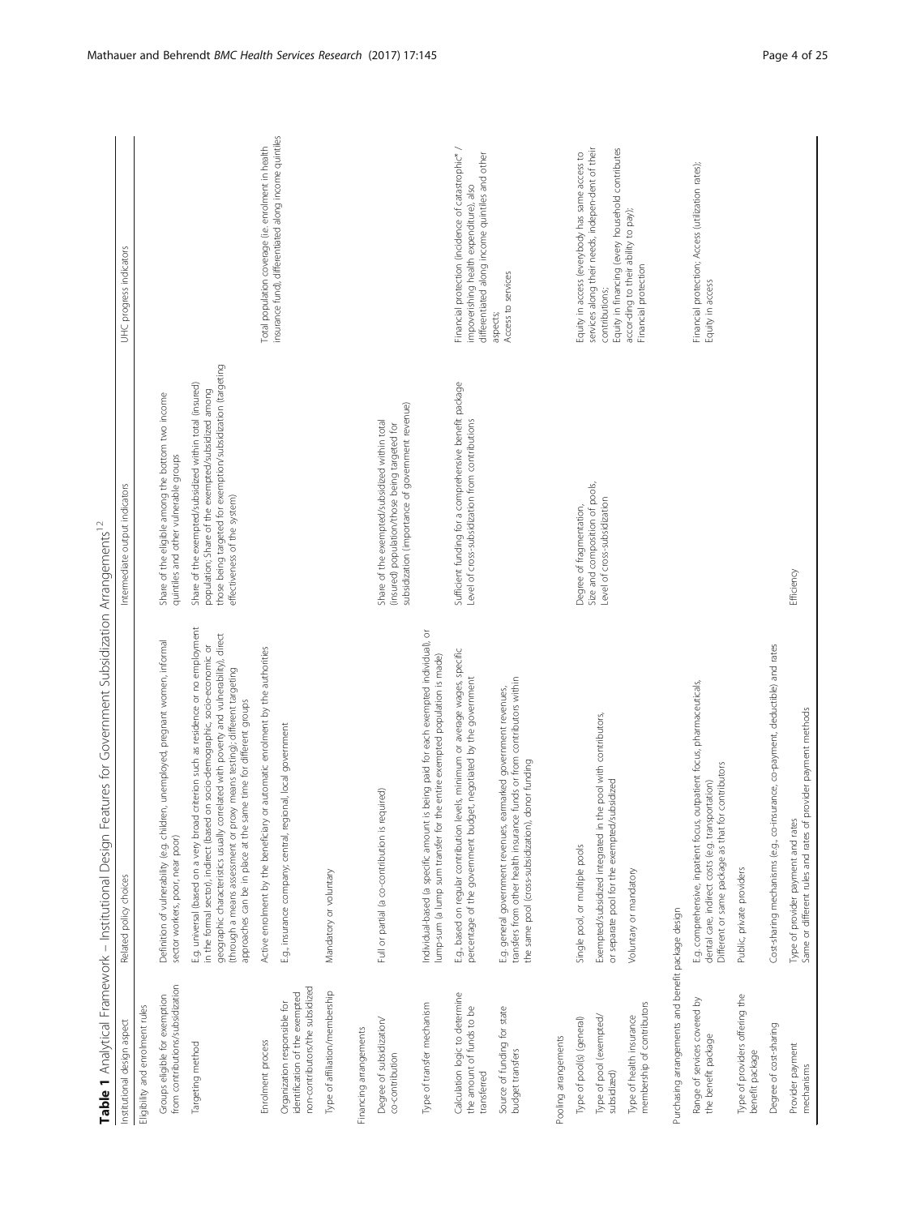**Table 1** Analytical Framework – Institutional Design Features for Government Subsidization Arrangements[12]

| Institutional design aspect | Related policy choices | Intermediate output indicators | UHC progress indicators |
|---|---|---|---|
| *Eligibility and enrolment rules* | | | |
| Groups eligible for exemption from contributions/subsidization | Definition of vulnerability (e.g. children, unemployed, pregnant women, informal sector workers, poor, near poor) | Share of the eligible among the bottom two income quintiles and other vulnerable groups | |
| Targeting method | E.g. universal (based on a very broad criterion such as residence or no employment in the formal sector), indirect (based on socio-demographic, socio-economic or geographic characteristics usually correlated with poverty and vulnerability), direct (through a means assessment or proxy means testing); different targeting approaches can be in place at the same time for different groups | Share of the exempted/subsidized within total (insured) population; Share of the exempted/subsidized among those being targeted for exemption/subsidization (targeting effectiveness of the system) | |
| Enrolment process | Active enrolment by the beneficiary or automatic enrolment by the authorities | | Total population coverage (i.e. enrolment in health insurance fund), differentiated along income quintiles |
| Organization responsible for identification of the exempted non-contributors/the subsidized | E.g., insurance company; central, regional, local government | | |
| Type of affiliation/membership | Mandatory or voluntary | | |
| *Financing arrangements* | | | |
| Degree of subsidization/co-contribution | Full or partial (a co-contribution is required) | Share of the exempted/subsidized within total (insured) population/those being targeted for subsidization (importance of government revenue) | |
| Type of transfer mechanism | Individual-based (a specific amount is being paid for each exempted individual), or lump-sum (a lump sum transfer for the entire exempted population is made) | | |
| Calculation logic to determine the amount of funds to be transferred | E.g., based on regular contribution levels, minimum or average wages, specific percentage of the government budget, negotiated by the government | Sufficient funding for a comprehensive benefit package Level of cross-subsidization from contributions | Financial protection (incidence of catastrophic* / impoverishing health expenditure), also differentiated along income quintiles and other aspects; Access to services |
| Source of funding for state budget transfers | E.g. general government revenues, earmarked government revenues, transfers from other health insurance funds or from contributors within the same pool (cross-subsidization), donor funding | | |
| *Pooling arrangements* | | | |
| Type of pool(s) (general) | Single pool, or multiple pools | Degree of fragmentation, Size and composition of pools, Level of cross-subsidization | Equity in access (everybody has same access to services along their needs, indepen-dent of their contributions; Equity in financing (every household contributes accor-ding to their ability to pay); Financial protection |
| Type of pool (exempted/subsidized) | Exempted/subsidized integrated in the pool with contributors, or separate pool for the exempted/subsidized | | |
| Type of health insurance membership of contributors | Voluntary or mandatory | | |
| *Purchasing arrangements and benefit package design* | | | |
| Range of services covered by the benefit package | E.g. comprehensive, inpatient focus, outpatient focus, pharmaceuticals, dental care, indirect costs (e.g. transportation) Different or same package as that for contributors | | Financial protection; Access (utilization rates); Equity in access |
| Type of providers offering the benefit package | Public, private providers | | |
| Degree of cost-sharing | Cost-sharing mechanisms (e.g., co-insurance, co-payment, deductible) and rates | | |
| Provider payment mechanisms | Type of provider payment and rates Same or different rules and rates of provider payment methods | Efficiency | |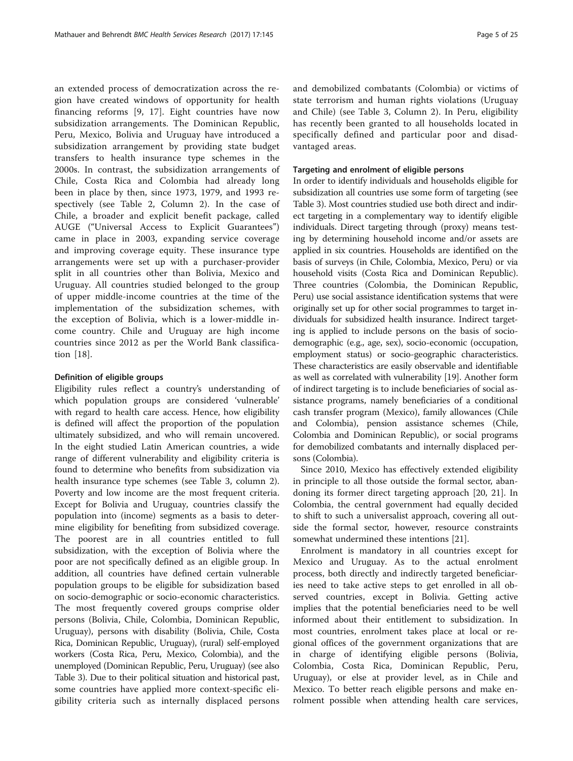an extended process of democratization across the region have created windows of opportunity for health financing reforms [9, 17]. Eight countries have now subsidization arrangements. The Dominican Republic, Peru, Mexico, Bolivia and Uruguay have introduced a subsidization arrangement by providing state budget transfers to health insurance type schemes in the 2000s. In contrast, the subsidization arrangements of Chile, Costa Rica and Colombia had already long been in place by then, since 1973, 1979, and 1993 respectively (see Table 2, Column 2). In the case of Chile, a broader and explicit benefit package, called AUGE ("Universal Access to Explicit Guarantees") came in place in 2003, expanding service coverage and improving coverage equity. These insurance type arrangements were set up with a purchaser-provider split in all countries other than Bolivia, Mexico and Uruguay. All countries studied belonged to the group of upper middle-income countries at the time of the implementation of the subsidization schemes, with the exception of Bolivia, which is a lower-middle income country. Chile and Uruguay are high income countries since 2012 as per the World Bank classification [18].

#### Definition of eligible groups

Eligibility rules reflect a country's understanding of which population groups are considered 'vulnerable' with regard to health care access. Hence, how eligibility is defined will affect the proportion of the population ultimately subsidized, and who will remain uncovered. In the eight studied Latin American countries, a wide range of different vulnerability and eligibility criteria is found to determine who benefits from subsidization via health insurance type schemes (see Table 3, column 2). Poverty and low income are the most frequent criteria. Except for Bolivia and Uruguay, countries classify the population into (income) segments as a basis to determine eligibility for benefiting from subsidized coverage. The poorest are in all countries entitled to full subsidization, with the exception of Bolivia where the poor are not specifically defined as an eligible group. In addition, all countries have defined certain vulnerable population groups to be eligible for subsidization based on socio-demographic or socio-economic characteristics. The most frequently covered groups comprise older persons (Bolivia, Chile, Colombia, Dominican Republic, Uruguay), persons with disability (Bolivia, Chile, Costa Rica, Dominican Republic, Uruguay), (rural) self-employed workers (Costa Rica, Peru, Mexico, Colombia), and the unemployed (Dominican Republic, Peru, Uruguay) (see also Table 3). Due to their political situation and historical past, some countries have applied more context-specific eligibility criteria such as internally displaced persons and demobilized combatants (Colombia) or victims of state terrorism and human rights violations (Uruguay and Chile) (see Table 3, Column 2). In Peru, eligibility has recently been granted to all households located in specifically defined and particular poor and disadvantaged areas.

#### Targeting and enrolment of eligible persons

In order to identify individuals and households eligible for subsidization all countries use some form of targeting (see Table 3). Most countries studied use both direct and indirect targeting in a complementary way to identify eligible individuals. Direct targeting through (proxy) means testing by determining household income and/or assets are applied in six countries. Households are identified on the basis of surveys (in Chile, Colombia, Mexico, Peru) or via household visits (Costa Rica and Dominican Republic). Three countries (Colombia, the Dominican Republic, Peru) use social assistance identification systems that were originally set up for other social programmes to target individuals for subsidized health insurance. Indirect targeting is applied to include persons on the basis of socio-demographic (e.g., age, sex), socio-economic (occupation, employment status) or socio-geographic characteristics. These characteristics are easily observable and identifiable as well as correlated with vulnerability [19]. Another form of indirect targeting is to include beneficiaries of social assistance programs, namely beneficiaries of a conditional cash transfer program (Mexico), family allowances (Chile and Colombia), pension assistance schemes (Chile, Colombia and Dominican Republic), or social programs for demobilized combatants and internally displaced persons (Colombia).

Since 2010, Mexico has effectively extended eligibility in principle to all those outside the formal sector, abandoning its former direct targeting approach [20, 21]. In Colombia, the central government had equally decided to shift to such a universalist approach, covering all outside the formal sector, however, resource constraints somewhat undermined these intentions [21].

Enrolment is mandatory in all countries except for Mexico and Uruguay. As to the actual enrolment process, both directly and indirectly targeted beneficiaries need to take active steps to get enrolled in all observed countries, except in Bolivia. Getting active implies that the potential beneficiaries need to be well informed about their entitlement to subsidization. In most countries, enrolment takes place at local or regional offices of the government organizations that are in charge of identifying eligible persons (Bolivia, Colombia, Costa Rica, Dominican Republic, Peru, Uruguay), or else at provider level, as in Chile and Mexico. To better reach eligible persons and make enrolment possible when attending health care services,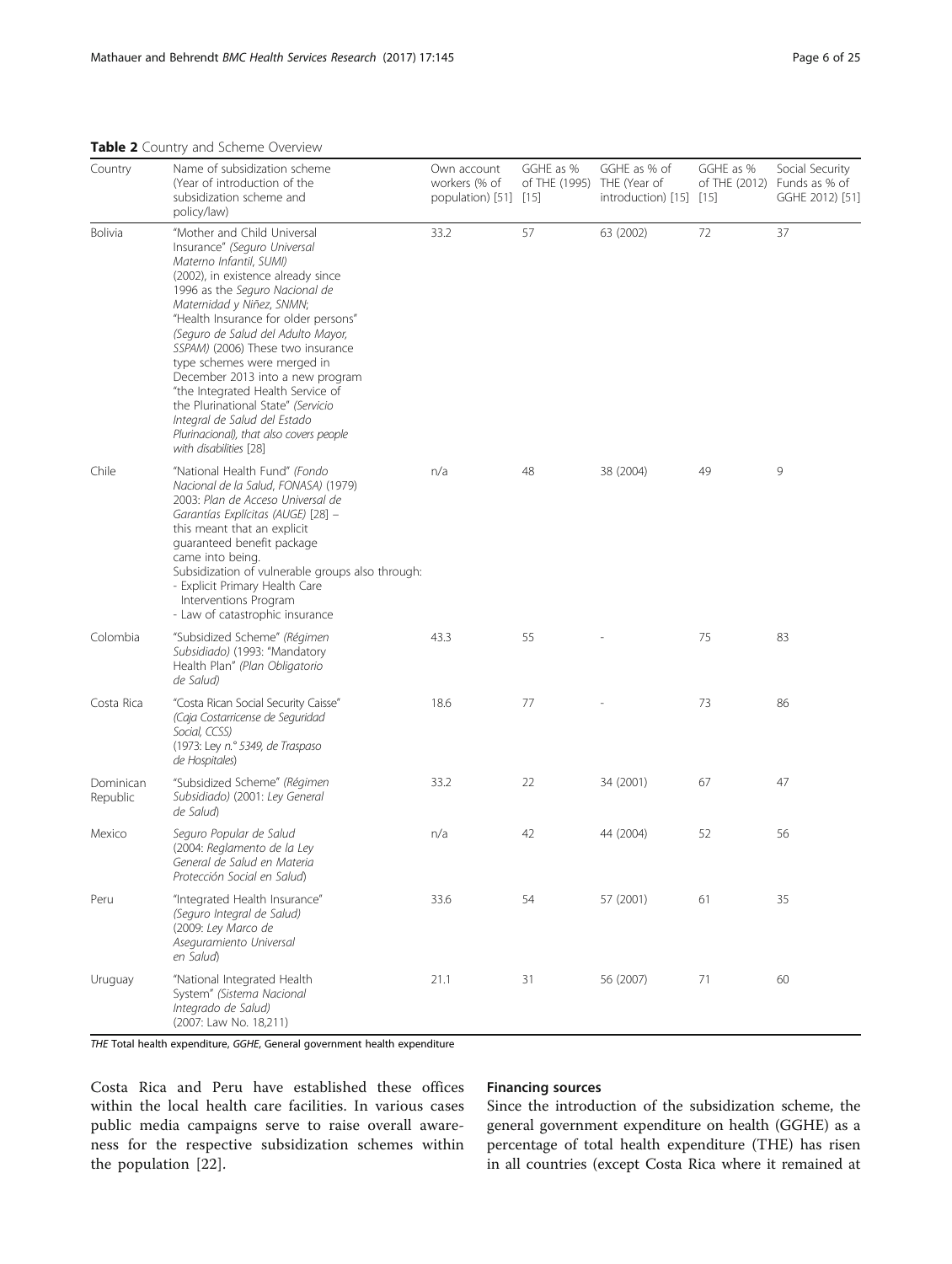**Table 2** Country and Scheme Overview

| Country | Name of subsidization scheme (Year of introduction of the subsidization scheme and policy/law) | Own account workers (% of population) [51] | GGHE as % of THE (1995) [15] | GGHE as % of THE (Year of introduction) [15] | GGHE as % of THE (2012) [15] | Social Security Funds as % of GGHE 2012) [51] |
|---|---|---|---|---|---|---|
| Bolivia | "Mother and Child Universal Insurance" (*Seguro Universal Materno Infantil, SUMI*) (2002), in existence already since 1996 as the *Seguro Nacional de Maternidad y Niñez, SNMN*; "Health Insurance for older persons" *(Seguro de Salud del Adulto Mayor, SSPAM)* (2006) These two insurance type schemes were merged in December 2013 into a new program "the Integrated Health Service of the Plurinational State" *(Servicio Integral de Salud del Estado Plurinacional), that also covers people with disabilities* [28] | 33.2 | 57 | 63 (2002) | 72 | 37 |
| Chile | "National Health Fund" *(Fondo Nacional de la Salud, FONASA)* (1979) 2003: *Plan de Acceso Universal de Garantías Explícitas (AUGE)* [28] – this meant that an explicit guaranteed benefit package came into being. Subsidization of vulnerable groups also through: - Explicit Primary Health Care Interventions Program - Law of catastrophic insurance | n/a | 48 | 38 (2004) | 49 | 9 |
| Colombia | "Subsidized Scheme" *(Régimen Subsidiado)* (1993: "Mandatory Health Plan" *(Plan Obligatorio de Salud)* | 43.3 | 55 | - | 75 | 83 |
| Costa Rica | "Costa Rican Social Security Caisse" *(Caja Costarricense de Seguridad Social, CCSS)* (1973: Ley *n.° 5349, de Traspaso de Hospitales*) | 18.6 | 77 | - | 73 | 86 |
| Dominican Republic | "Subsidized Scheme" *(Régimen Subsidiado)* (2001: *Ley General de Salud*) | 33.2 | 22 | 34 (2001) | 67 | 47 |
| Mexico | *Seguro Popular de Salud* (2004: *Reglamento de la Ley General de Salud en Materia Protección Social en Salud*) | n/a | 42 | 44 (2004) | 52 | 56 |
| Peru | "Integrated Health Insurance" *(Seguro Integral de Salud)* (2009: *Ley Marco de Aseguramiento Universal en Salud*) | 33.6 | 54 | 57 (2001) | 61 | 35 |
| Uruguay | "National Integrated Health System" *(Sistema Nacional Integrado de Salud)* (2007: Law No. 18,211) | 21.1 | 31 | 56 (2007) | 71 | 60 |

*THE* Total health expenditure, *GGHE*, General government health expenditure

Costa Rica and Peru have established these offices within the local health care facilities. In various cases public media campaigns serve to raise overall awareness for the respective subsidization schemes within the population [22].

### Financing sources

Since the introduction of the subsidization scheme, the general government expenditure on health (GGHE) as a percentage of total health expenditure (THE) has risen in all countries (except Costa Rica where it remained at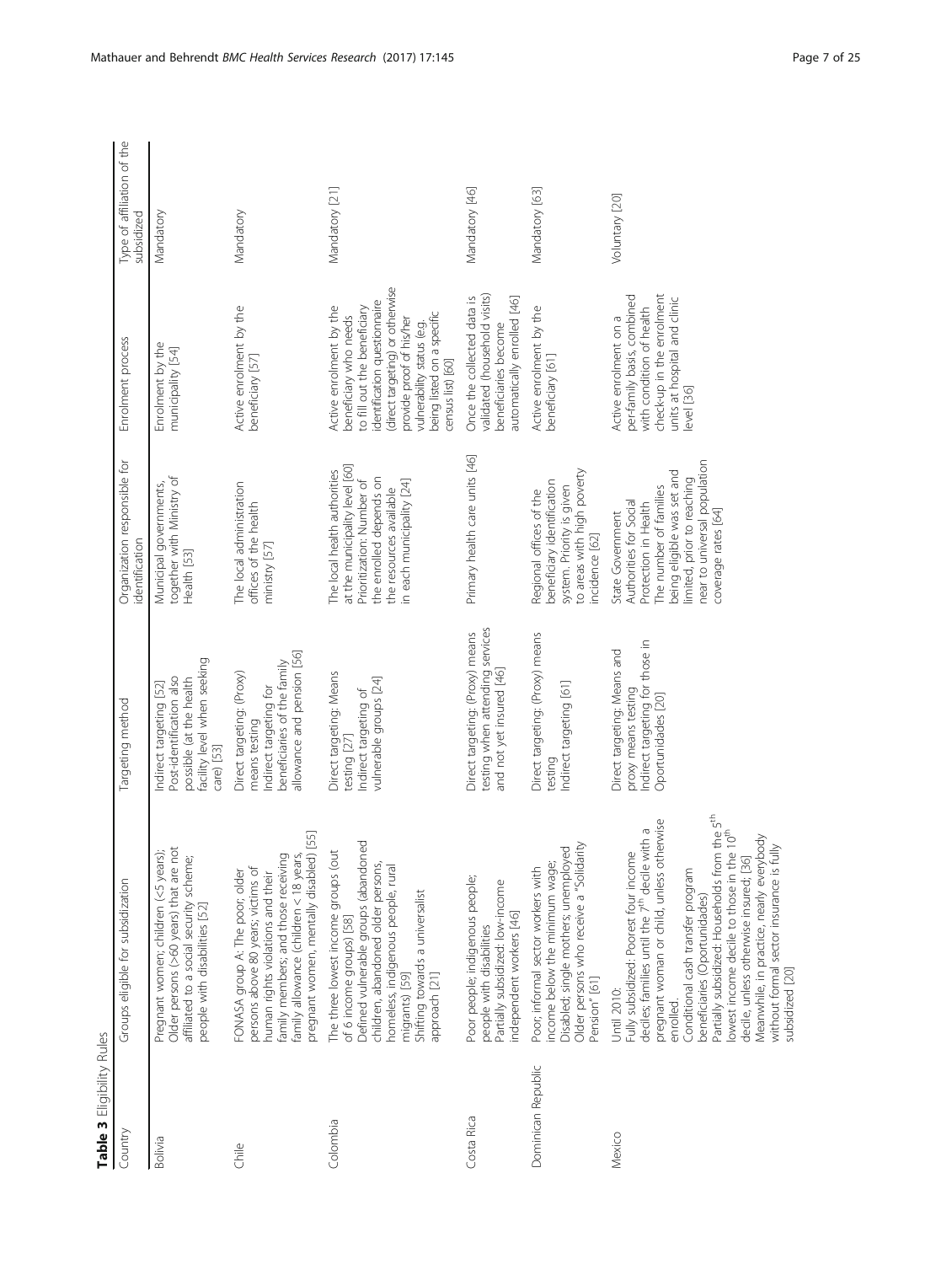**Table 3** Eligibility Rules

| Country | Groups eligible for subsidization | Targeting method | Organization responsible for identification | Enrolment process | Type of affiliation of the subsidized |
| --- | --- | --- | --- | --- | --- |
| Bolivia | Pregnant women; children (<5 years); Older persons (>60 years) that are not affiliated to a social security scheme; people with disabilities [52] | Indirect targeting [52] Post-identification also possible (at the health facility level when seeking care) [53] | Municipal governments, together with Ministry of Health [53] | Enrolment by the municipality [54] | Mandatory |
| Chile | FONASA group A: The poor; older persons above 80 years; victims of human rights violations and their family members; and those receiving family allowance (children < 18 years, pregnant women, mentally disabled) [55] | Direct targeting: (Proxy) means testing Indirect targeting for beneficiaries of the family allowance and pension [56] | The local administration offices of the health ministry [57] | Active enrolment by the beneficiary [57] | Mandatory |
| Colombia | The three lowest income groups (out of 6 income groups) [58] Defined vulnerable groups (abandoned children, abandoned older persons, homeless, indigenous people, rural migrants) [59] Shifting towards a universalist approach [21] | Direct targeting: Means testing [27] Indirect targeting of vulnerable groups [24] | The local health authorities at the municipality level [60] Prioritization: Number of the enrolled depends on the resources available in each municipality [24] | Active enrolment by the beneficiary who needs to fill out the beneficiary identification questionnaire (direct targeting) or otherwise provide proof of his/her vulnerability status (e.g. being listed on a specific census list) [60] | Mandatory [21] |
| Costa Rica | Poor people; indigenous people; people with disabilities Partially subsidized: low-income independent workers [46] | Direct targeting: (Proxy) means testing when attending services and not yet insured [46] | Primary health care units [46] | Once the collected data is validated (household visits) beneficiaries become automatically enrolled [46] | Mandatory [46] |
| Dominican Republic | Poor; informal sector workers with income below the minimum wage; Disabled; single mothers; unemployed Older persons who receive a "Solidarity Pension" [61] | Direct targeting: (Proxy) means testing Indirect targeting [61] | Regional offices of the beneficiary identification system. Priority is given to areas with high poverty incidence [62] | Active enrolment by the beneficiary [61] | Mandatory [63] |
| Mexico | Until 2010: Fully subsidized: Poorest four income deciles; families until the 7th decile with a pregnant woman or child, unless otherwise enrolled. Conditional cash transfer program beneficiaries (Oportunidades) Partially subsidized: Households from the 5th lowest income decile to those in the 10th decile, unless otherwise insured; [36] Meanwhile, in practice, nearly everybody without formal sector insurance is fully subsidized [20] | Direct targeting: Means and proxy means testing Indirect targeting for those in Oportunidades [20] | State Government Authorities for Social Protection in Health The number of families being eligible was set and limited, prior to reaching near to universal population coverage rates [64] | Active enrolment on a per-family basis, combined with condition of health check-up in the enrolment units at hospital and clinic level [36] | Voluntary [20] |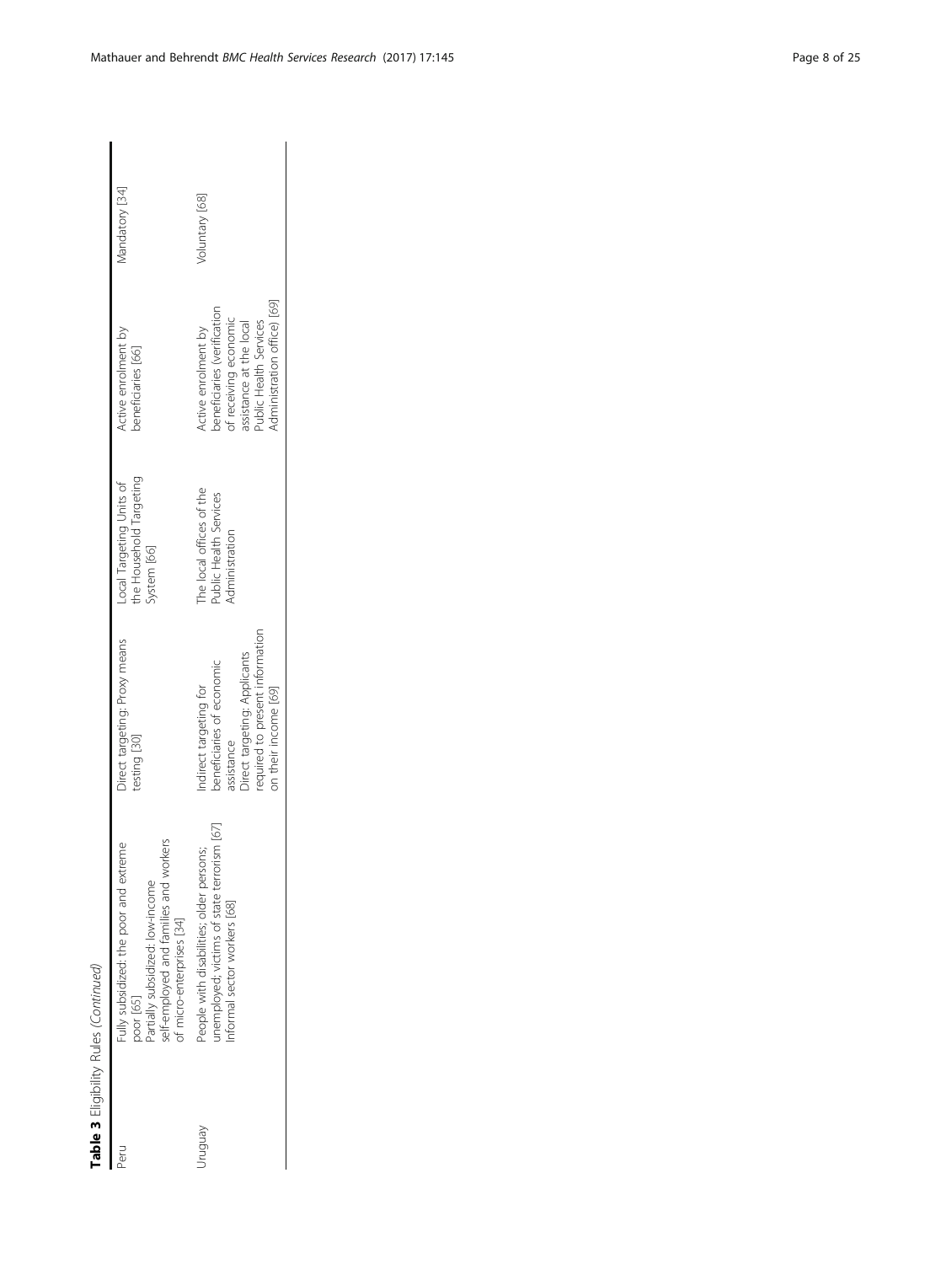**Table 3** Eligibility Rules *(Continued)*

| | | | | | |
|---|---|---|---|---|---|
| Peru | Fully subsidized: the poor and extreme poor [65]<br>Partially subsidized: low-income self-employed and families and workers of micro-enterprises [34] | Direct targeting: Proxy means testing [30] | Local Targeting Units of the Household Targeting System [66] | Active enrolment by beneficiaries [66] | Mandatory [34] |
| Uruguay | People with disabilities; older persons; unemployed; victims of state terrorism [67]<br>Informal sector workers [68] | Indirect targeting for beneficiaries of economic assistance<br>Direct targeting: Applicants required to present information on their income [69] | The local offices of the Public Health Services Administration | Active enrolment by beneficiaries (verification of receiving economic assistance at the local Public Health Services Administration office) [69] | Voluntary [68] |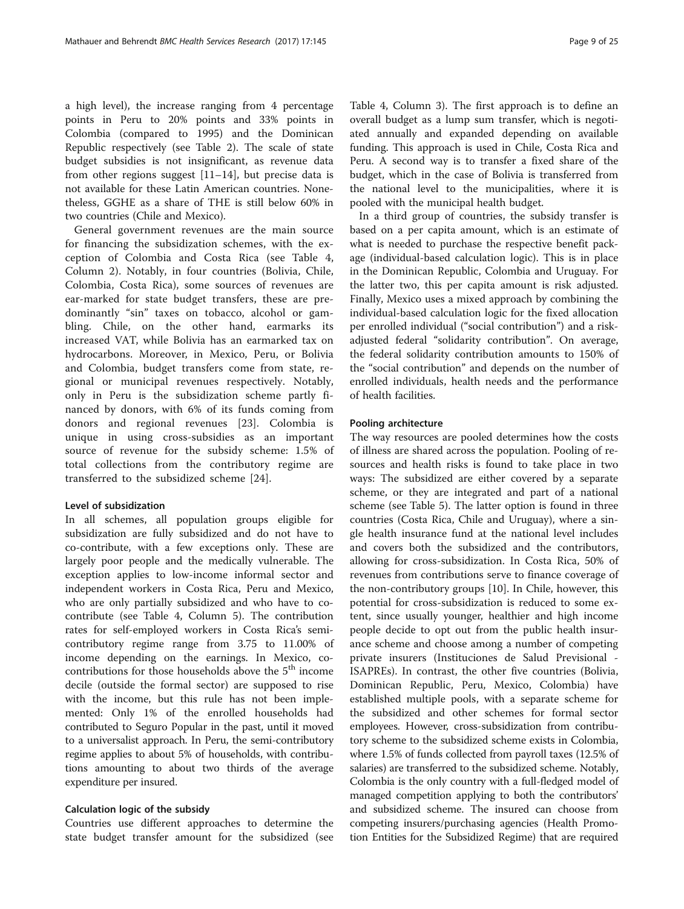a high level), the increase ranging from 4 percentage points in Peru to 20% points and 33% points in Colombia (compared to 1995) and the Dominican Republic respectively (see Table 2). The scale of state budget subsidies is not insignificant, as revenue data from other regions suggest [11–14], but precise data is not available for these Latin American countries. Nonetheless, GGHE as a share of THE is still below 60% in two countries (Chile and Mexico).

General government revenues are the main source for financing the subsidization schemes, with the exception of Colombia and Costa Rica (see Table 4, Column 2). Notably, in four countries (Bolivia, Chile, Colombia, Costa Rica), some sources of revenues are ear-marked for state budget transfers, these are predominantly "sin" taxes on tobacco, alcohol or gambling. Chile, on the other hand, earmarks its increased VAT, while Bolivia has an earmarked tax on hydrocarbons. Moreover, in Mexico, Peru, or Bolivia and Colombia, budget transfers come from state, regional or municipal revenues respectively. Notably, only in Peru is the subsidization scheme partly financed by donors, with 6% of its funds coming from donors and regional revenues [23]. Colombia is unique in using cross-subsidies as an important source of revenue for the subsidy scheme: 1.5% of total collections from the contributory regime are transferred to the subsidized scheme [24].

#### Level of subsidization

In all schemes, all population groups eligible for subsidization are fully subsidized and do not have to co-contribute, with a few exceptions only. These are largely poor people and the medically vulnerable. The exception applies to low-income informal sector and independent workers in Costa Rica, Peru and Mexico, who are only partially subsidized and who have to co-contribute (see Table 4, Column 5). The contribution rates for self-employed workers in Costa Rica's semi-contributory regime range from 3.75 to 11.00% of income depending on the earnings. In Mexico, co-contributions for those households above the 5th income decile (outside the formal sector) are supposed to rise with the income, but this rule has not been implemented: Only 1% of the enrolled households had contributed to Seguro Popular in the past, until it moved to a universalist approach. In Peru, the semi-contributory regime applies to about 5% of households, with contributions amounting to about two thirds of the average expenditure per insured.

#### Calculation logic of the subsidy

Countries use different approaches to determine the state budget transfer amount for the subsidized (see Table 4, Column 3). The first approach is to define an overall budget as a lump sum transfer, which is negotiated annually and expanded depending on available funding. This approach is used in Chile, Costa Rica and Peru. A second way is to transfer a fixed share of the budget, which in the case of Bolivia is transferred from the national level to the municipalities, where it is pooled with the municipal health budget.

In a third group of countries, the subsidy transfer is based on a per capita amount, which is an estimate of what is needed to purchase the respective benefit package (individual-based calculation logic). This is in place in the Dominican Republic, Colombia and Uruguay. For the latter two, this per capita amount is risk adjusted. Finally, Mexico uses a mixed approach by combining the individual-based calculation logic for the fixed allocation per enrolled individual ("social contribution") and a risk-adjusted federal "solidarity contribution". On average, the federal solidarity contribution amounts to 150% of the "social contribution" and depends on the number of enrolled individuals, health needs and the performance of health facilities.

#### Pooling architecture

The way resources are pooled determines how the costs of illness are shared across the population. Pooling of resources and health risks is found to take place in two ways: The subsidized are either covered by a separate scheme, or they are integrated and part of a national scheme (see Table 5). The latter option is found in three countries (Costa Rica, Chile and Uruguay), where a single health insurance fund at the national level includes and covers both the subsidized and the contributors, allowing for cross-subsidization. In Costa Rica, 50% of revenues from contributions serve to finance coverage of the non-contributory groups [10]. In Chile, however, this potential for cross-subsidization is reduced to some extent, since usually younger, healthier and high income people decide to opt out from the public health insurance scheme and choose among a number of competing private insurers (Instituciones de Salud Previsional - ISAPREs). In contrast, the other five countries (Bolivia, Dominican Republic, Peru, Mexico, Colombia) have established multiple pools, with a separate scheme for the subsidized and other schemes for formal sector employees. However, cross-subsidization from contributory scheme to the subsidized scheme exists in Colombia, where 1.5% of funds collected from payroll taxes (12.5% of salaries) are transferred to the subsidized scheme. Notably, Colombia is the only country with a full-fledged model of managed competition applying to both the contributors' and subsidized scheme. The insured can choose from competing insurers/purchasing agencies (Health Promotion Entities for the Subsidized Regime) that are required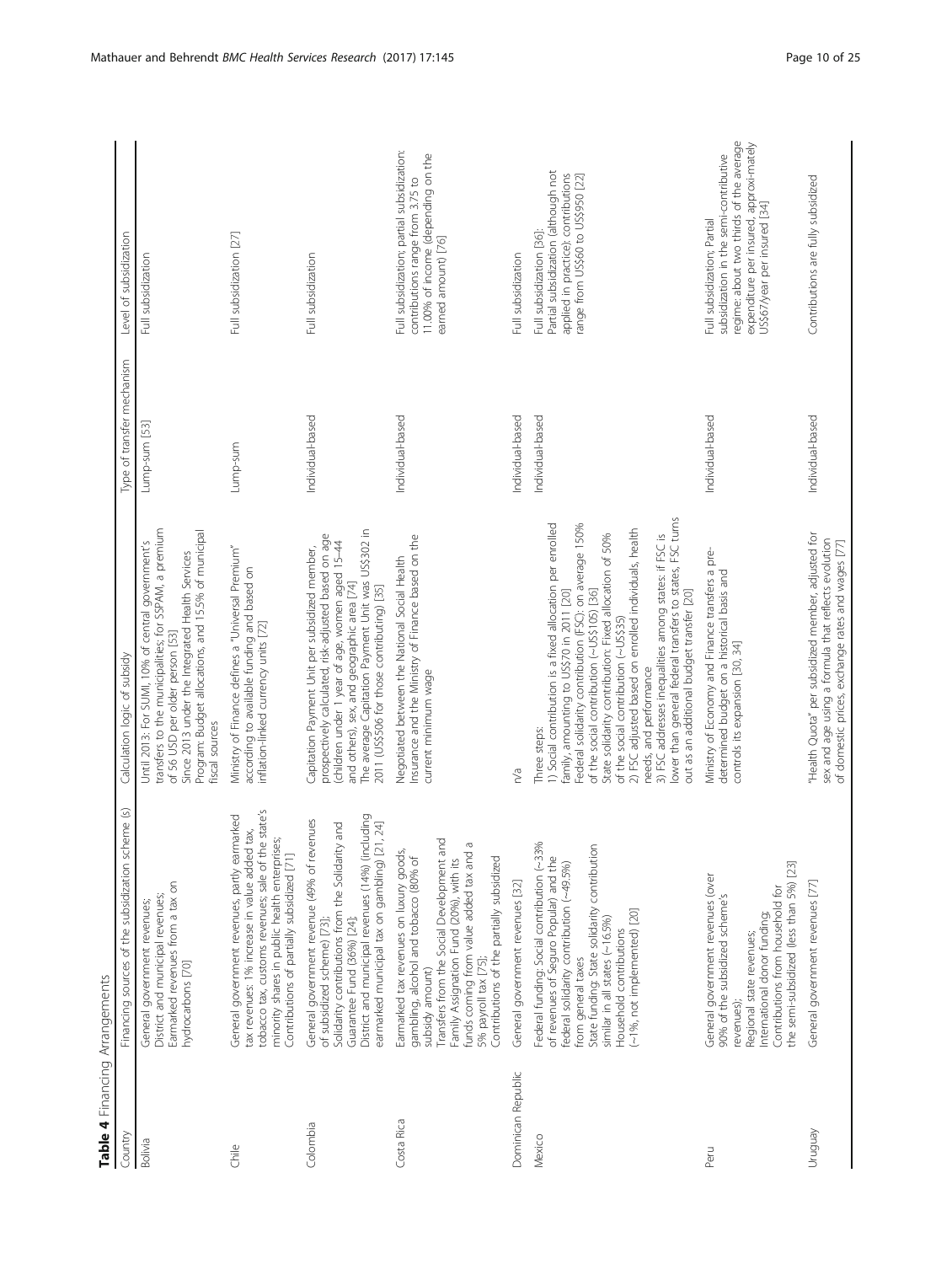**Table 4** Financing Arrangements

| Country | Financing sources of the subsidization scheme (s) | Calculation logic of subsidy | Type of transfer mechanism | Level of subsidization |
| --- | --- | --- | --- | --- |
| Bolivia | General government revenues; District and municipal revenues; Earmarked revenues from a tax on hydrocarbons [70] | Until 2013: For SUMI, 10% of central government's transfers to the municipalities; for SSPAM, a premium of 56 USD per older person [53] Since 2013 under the Integrated Health Services Program: Budget allocations, and 15.5% of municipal fiscal sources | Lump-sum [53] | Full subsidization |
| Chile | General government revenues, partly earmarked tax revenues: 1% increase in value added tax, tobacco tax, customs revenues; sale of the state's minority shares in public health enterprises; Contributions of partially subsidized [71] | Ministry of Finance defines a "Universal Premium" according to available funding and based on inflation-linked currency units [72] | Lump-sum | Full subsidization [27] |
| Colombia | General government revenue (49% of revenues of subsidized scheme) [73]; Solidarity contributions from the Solidarity and Guarantee Fund (36%) [24]; District and municipal revenues (14%) (including earmarked municipal tax on gambling) [21, 24] | Capitation Payment Unit per subsidized member, prospectively calculated, risk-adjusted based on age (children under 1 year of age, women aged 15–44 and others), sex, and geographic area [74] The average Capitation Payment Unit was US$302 in 2011 (US$506 for those contributing) [35] | Individual-based | Full subsidization |
| Costa Rica | Earmarked tax revenues on luxury goods, gambling, alcohol and tobacco (80% of subsidy amount) Transfers from the Social Development and Family Assignation Fund (20%), with its funds coming from value added tax and a 5% payroll tax [75]; Contributions of the partially subsidized | Negotiated between the National Social Health Insurance and the Ministry of Finance based on the current minimum wage | Individual-based | Full subsidization; partial subsidization: contributions range from 3.75 to 11.00% of income (depending on the earned amount) [76] |
| Dominican Republic | General government revenues [32] | n/a | Individual-based | Full subsidization |
| Mexico | Federal funding: Social contribution (~33% of revenues of Seguro Popular) and the federal solidarity contribution (~49.5%) from general taxes State funding: State solidarity contribution similar in all states (~16.5%) Household contributions (~1%, not implemented) [20] | Three steps: 1) Social contribution is a fixed allocation per enrolled family, amounting to US$70 in 2011 [20] Federal solidarity contribution (FSC): on average 150% of the social contribution (~US$105) [36] State solidarity contribution: Fixed allocation of 50% of the social contribution (~US$35) 2) FSC adjusted based on enrolled individuals, health needs, and performance 3) FSC addresses inequalities among states: if FSC is lower than general federal transfers to states, FSC turns out as an additional budget transfer [20] | Individual-based | Full subsidization [36]; Partial subsidization (although not applied in practice): contributions range from US$60 to US$950 [22] |
| Peru | General government revenues (over 90% of the subsidized scheme's revenues); Regional state revenues; International donor funding; Contributions from household for the semi-subsidized (less than 5%) [23] | Ministry of Economy and Finance transfers a pre-determined budget on a historical basis and controls its expansion [30, 34] | Individual-based | Full subsidization; Partial subsidization in the semi-contributive regime: about two thirds of the average expenditure per insured, approximately US$67/year per insured [34] |
| Uruguay | General government revenues [77] | "Health Quota" per subsidized member, adjusted for sex and age using a formula that reflects evolution of domestic prices, exchange rates and wages [77] | Individual-based | Contributions are fully subsidized |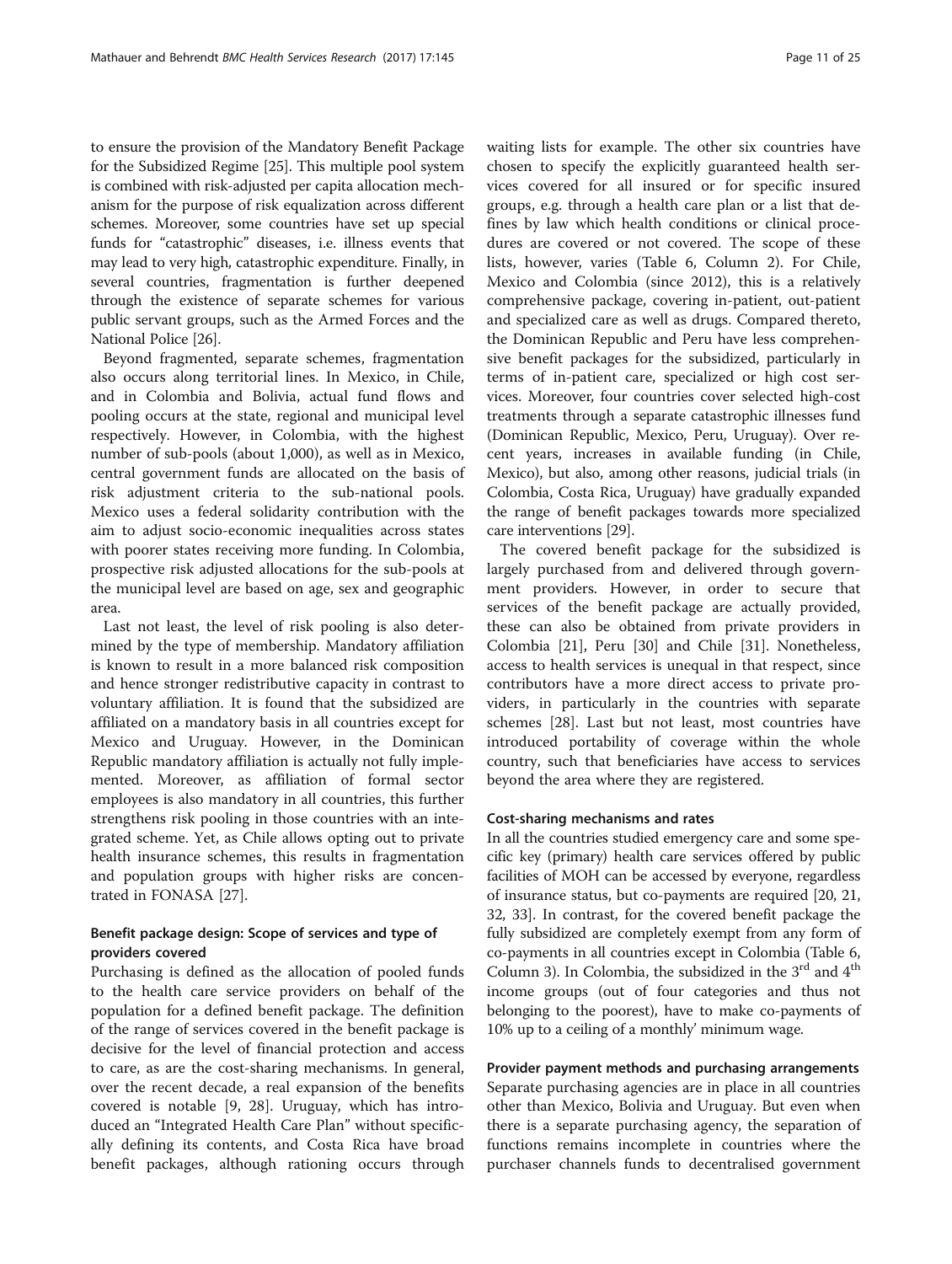to ensure the provision of the Mandatory Benefit Package for the Subsidized Regime [25]. This multiple pool system is combined with risk-adjusted per capita allocation mechanism for the purpose of risk equalization across different schemes. Moreover, some countries have set up special funds for "catastrophic" diseases, i.e. illness events that may lead to very high, catastrophic expenditure. Finally, in several countries, fragmentation is further deepened through the existence of separate schemes for various public servant groups, such as the Armed Forces and the National Police [26].

Beyond fragmented, separate schemes, fragmentation also occurs along territorial lines. In Mexico, in Chile, and in Colombia and Bolivia, actual fund flows and pooling occurs at the state, regional and municipal level respectively. However, in Colombia, with the highest number of sub-pools (about 1,000), as well as in Mexico, central government funds are allocated on the basis of risk adjustment criteria to the sub-national pools. Mexico uses a federal solidarity contribution with the aim to adjust socio-economic inequalities across states with poorer states receiving more funding. In Colombia, prospective risk adjusted allocations for the sub-pools at the municipal level are based on age, sex and geographic area.

Last not least, the level of risk pooling is also determined by the type of membership. Mandatory affiliation is known to result in a more balanced risk composition and hence stronger redistributive capacity in contrast to voluntary affiliation. It is found that the subsidized are affiliated on a mandatory basis in all countries except for Mexico and Uruguay. However, in the Dominican Republic mandatory affiliation is actually not fully implemented. Moreover, as affiliation of formal sector employees is also mandatory in all countries, this further strengthens risk pooling in those countries with an integrated scheme. Yet, as Chile allows opting out to private health insurance schemes, this results in fragmentation and population groups with higher risks are concentrated in FONASA [27].

## Benefit package design: Scope of services and type of providers covered

Purchasing is defined as the allocation of pooled funds to the health care service providers on behalf of the population for a defined benefit package. The definition of the range of services covered in the benefit package is decisive for the level of financial protection and access to care, as are the cost-sharing mechanisms. In general, over the recent decade, a real expansion of the benefits covered is notable [9, 28]. Uruguay, which has introduced an "Integrated Health Care Plan" without specifically defining its contents, and Costa Rica have broad benefit packages, although rationing occurs through waiting lists for example. The other six countries have chosen to specify the explicitly guaranteed health services covered for all insured or for specific insured groups, e.g. through a health care plan or a list that defines by law which health conditions or clinical procedures are covered or not covered. The scope of these lists, however, varies (Table 6, Column 2). For Chile, Mexico and Colombia (since 2012), this is a relatively comprehensive package, covering in-patient, out-patient and specialized care as well as drugs. Compared thereto, the Dominican Republic and Peru have less comprehensive benefit packages for the subsidized, particularly in terms of in-patient care, specialized or high cost services. Moreover, four countries cover selected high-cost treatments through a separate catastrophic illnesses fund (Dominican Republic, Mexico, Peru, Uruguay). Over recent years, increases in available funding (in Chile, Mexico), but also, among other reasons, judicial trials (in Colombia, Costa Rica, Uruguay) have gradually expanded the range of benefit packages towards more specialized care interventions [29].

The covered benefit package for the subsidized is largely purchased from and delivered through government providers. However, in order to secure that services of the benefit package are actually provided, these can also be obtained from private providers in Colombia [21], Peru [30] and Chile [31]. Nonetheless, access to health services is unequal in that respect, since contributors have a more direct access to private providers, in particularly in the countries with separate schemes [28]. Last but not least, most countries have introduced portability of coverage within the whole country, such that beneficiaries have access to services beyond the area where they are registered.

### Cost-sharing mechanisms and rates

In all the countries studied emergency care and some specific key (primary) health care services offered by public facilities of MOH can be accessed by everyone, regardless of insurance status, but co-payments are required [20, 21, 32, 33]. In contrast, for the covered benefit package the fully subsidized are completely exempt from any form of co-payments in all countries except in Colombia (Table 6, Column 3). In Colombia, the subsidized in the 3rd and 4th income groups (out of four categories and thus not belonging to the poorest), have to make co-payments of 10% up to a ceiling of a monthly' minimum wage.

### Provider payment methods and purchasing arrangements

Separate purchasing agencies are in place in all countries other than Mexico, Bolivia and Uruguay. But even when there is a separate purchasing agency, the separation of functions remains incomplete in countries where the purchaser channels funds to decentralised government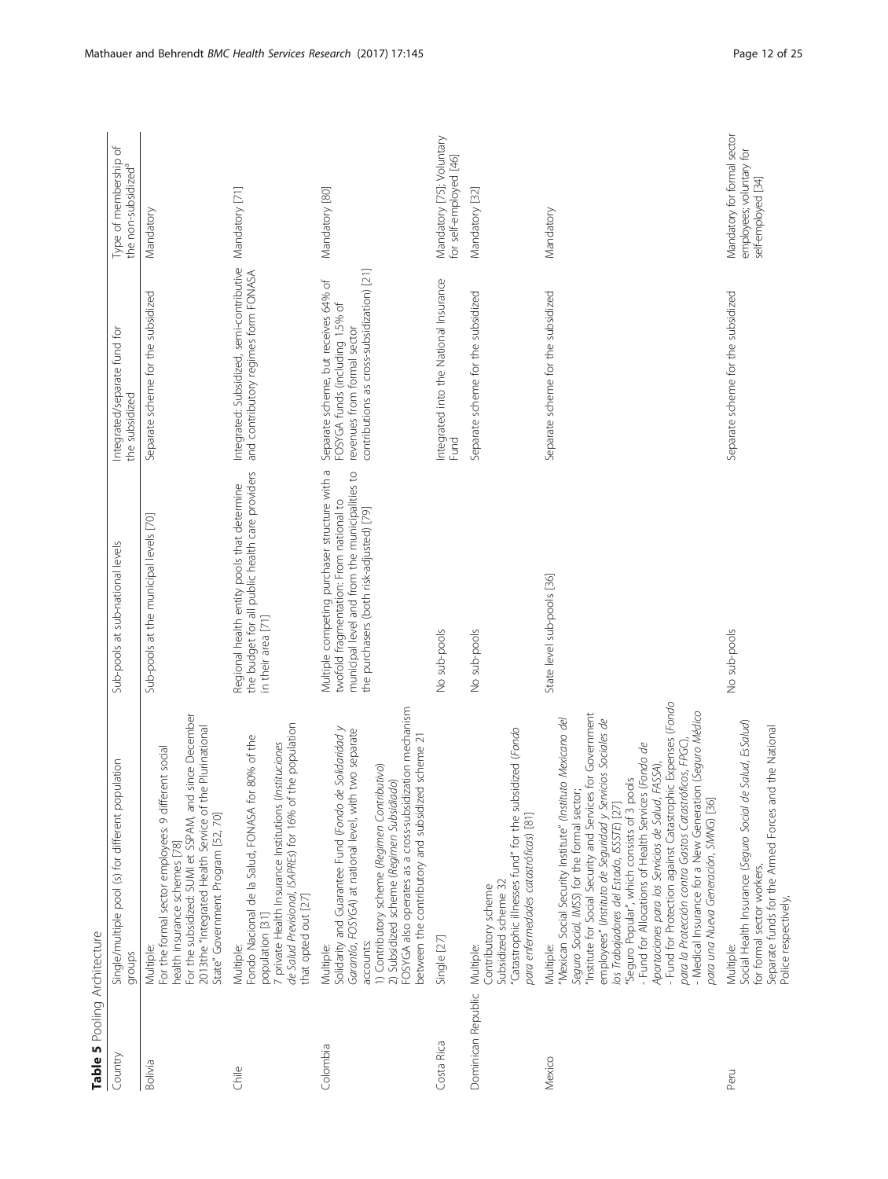**Table 5** Pooling Architecture

| Country | Single/multiple pool (s) for different population groups | Sub-pools at sub-national levels | Integrated/separate fund for the subsidized | Type of membership of the non-subsidized[a] |
|---|---|---|---|---|
| Bolivia | Multiple: For the formal sector employees: 9 different social health insurance schemes [78] For the subsidized: SUMI et SSPAM, and since December 2013the "Integrated Health Service of the Plurinational State" Government Program [52, 70] | Sub-pools at the municipal levels [70] | Separate scheme for the subsidized | Mandatory |
| Chile | Multiple: Fondo Nacional de la Salud, FONASA for 80% of the population [31] 7 private Health Insurance Institutions (*Instituciones de Salud Previsional, ISAPREs*) for 16% of the population that opted out [27] | Regional health entity pools that determine the budget for all public health care providers in their area [71] | Integrated: Subsidized, semi-contributive and contributory regimes form FONASA | Mandatory [71] |
| Colombia | Multiple: Solidarity and Guarantee Fund (*Fondo de Solidaridad y Garantía, FOSYGA*) at national level, with two separate accounts: 1) Contributory scheme (*Regimen Contributivo*) 2) Subsidized scheme (*Regimen Subsidiado*) FOSYGA also operates as a cross-subsidization mechanism between the contributory and subsidized scheme 21 | Multiple competing purchaser structure with a twofold fragmentation: From national to municipal level and from the municipalities to the purchasers (both risk-adjusted) [79] | Separate scheme, but receives 64% of FOSYGA funds (including 1.5% of revenues from formal sector contributions as cross-subsidization) [21] | Mandatory [80] |
| Costa Rica | Single [27] | No sub-pools | Integrated into the National Insurance Fund | Mandatory [75]; Voluntary for self-employed [46] |
| Dominican Republic | Multiple: Contributory scheme Subsidized scheme 32 "Catastrophic illnesses fund" for the subsidized (*Fondo para enfermedades catastróficas*) [81] | No sub-pools | Separate scheme for the subsidized | Mandatory [32] |
| Mexico | Multiple: "Mexican Social Security Institute" (*Instituto Mexicano del Seguro Social, IMSS*) for the formal sector; "Institute for Social Security and Services for Government employees" (*Instituto de Seguridad y Servicios Sociales de los Trabajadores del Estado, ISSSTE*) [27] "Seguro Popular", which consists of 3 pools - Fund for Allocations of Health Services (*Fondo de Aportaciones para los Servicios de Salud, FASSA*), - Fund for Protection against Catastrophic Expenses (*Fondo para la Protección contra Gastos Catastróficos, FPGC*), - Medical Insurance for a New Generation (*Seguro Médico para una Nueva Generación, SMNG*) [36] | State level sub-pools [36] | Separate scheme for the subsidized | Mandatory |
| Peru | Multiple: Social Health Insurance (*Seguro Social de Salud, EsSalud*) for formal sector workers, Separate funds for the Armed Forces and the National Police respectively. | No sub-pools | Separate scheme for the subsidized | Mandatory for formal sector employees; voluntary for self-employed [34] |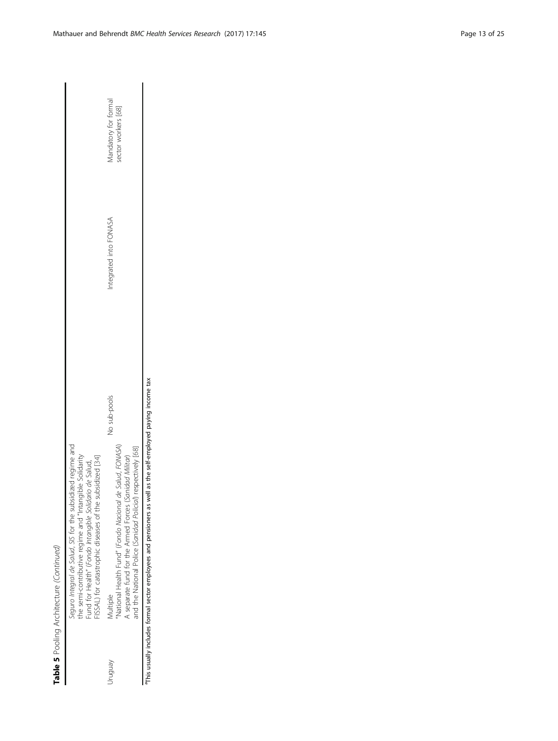**Table 5** Pooling Architecture *(Continued)*

| | | | | |
|---|---|---|---|---|
| | *Seguro Integral de Salud, SIS* for the subsidized regime and the semi-contributive regime and "Intangible Solidarity Fund for Health" (*Fondo Intangible Solidario de Salud*, FISSAL) for catastrophic diseases of the subsidized [34] | | | |
| Uruguay | Multiple<br>"National Health Fund" (*Fondo Nacional de Salud, FONASA*)<br>A separate fund for the Armed Forces (*Sanidad Militar*) and the National Police (*Sanidad Policial*) respectively [68] | No sub-pools | Integrated into FONASA | Mandatory for formal sector workers [68] |

[a]This usually includes formal sector employees and pensioners as well as the self-employed paying income tax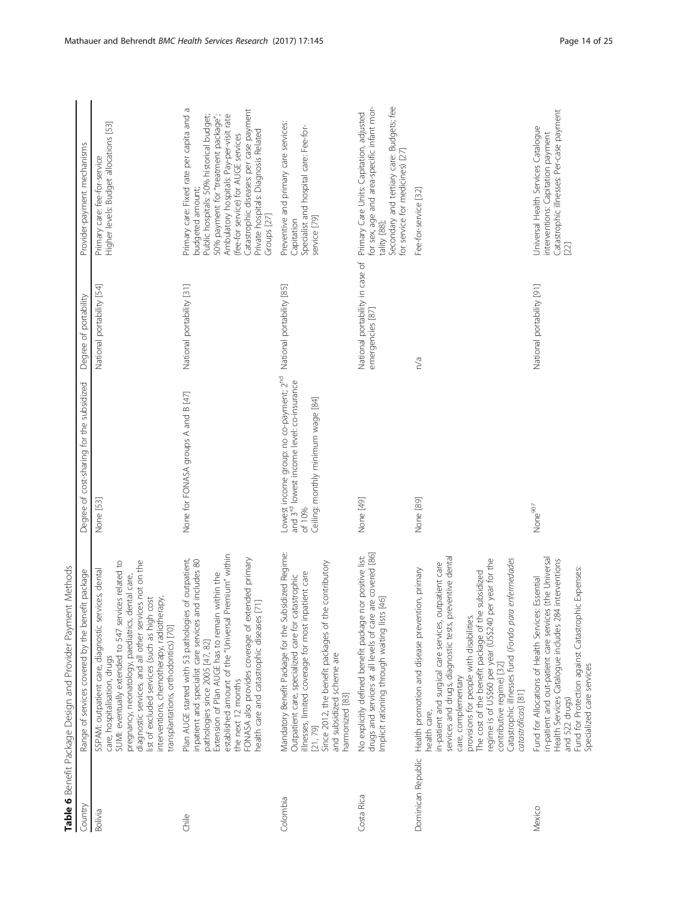**Table 6** Benefit Package Design and Provider Payment Methods

| Country | Range of services covered by the benefit package | Degree of cost-sharing for the subsidized | Degree of portability | Provider-payment mechanisms |
|---|---|---|---|---|
| Bolivia | SSPAM: outpatient care, diagnostic services, dental care, hospitalisation, drugs<br>SUMI: eventually extended to 547 services related to pregnancy, neonatology, paediatrics, dental care, diagnostic services, and all other services not on the list of excluded services (such as high cost interventions, chemotherapy, radiotherapy, transplantations, orthodontics) [70] | None [53] | National portability [54] | Primary care: fee-for-service<br>Higher levels: Budget allocations [53] |
| Chile | Plan AUGE started with 53 pathologies of outpatient, inpatient and specialist care services and includes 80 pathologies since 2005 [47, 82]<br>Extension of Plan AUGE has to remain within the established amount of the "Universal Premium" within the next 12 months<br>FONASA also provides coverage of extended primary health care and catastrophic diseases [71] | None for FONASA groups A and B [47] | National portability [31] | Primary care: Fixed rate per capita and a budgeted amount;<br>Public hospitals: 50% historical budget; 50% payment for "treatment package";<br>Ambulatory hospitals: Pay-per-visit rate (fee-for service) for AUGE services<br>Catastrophic diseases: per case payment<br>Private hospitals: Diagnosis Related Groups [27] |
| Colombia | Mandatory Benefit Package for the Subsidized Regime: Outpatient care, specialized care for catastrophic illnesses, limited coverage for most inpatient care [21, 79]<br>Since 2012, the benefit packages of the contributory and subsidized scheme are harmonized [83] | Lowest income group: no co-payment; 2nd and 3rd lowest income level: co-insurance of 10%<br>Ceiling: monthly minimum wage [84] | National portability [85] | Preventive and primary care services: Capitation<br>Specialist and hospital care: Fee-for-service [79] |
| Costa Rica | No explicitly defined benefit package nor positive list: drugs and services at all levels of care are covered [86]<br>Implicit rationing through waiting lists [46] | None [49] | National portability in case of emergencies [87] | Primary Care Units: Capitation, adjusted for sex, age and area-specific infant mortality [88];<br>Secondary and tertiary care: Budgets; fee for service for medicines) [27] |
| Dominican Republic | Health promotion and disease prevention, primary health care,<br>in-patient and surgical care services, outpatient care services and drugs, diagnostic tests, preventive dental care, complementary provisions for people with disabilities.<br>The cost of the benefit package of the subsidized regime is of US$60 per year (US$240 per year for the contributive regime) [32]<br>Catastrophic illnesses fund (*Fondo para enfermedades catastróficas*) [81] | None [89] | n/a | Fee-for-service [32] |
| Mexico | Fund for Allocations of Health Services: Essential in-patient and out-patient care services (the Universal Health Services Catalogue includes 284 interventions and 522 drugs)<br>Fund for Protection against Catastrophic Expenses: Specialized care services | None[90] | National portability [91] | Universal Health Services Catalogue interventions: Capitation payment<br>Catastrophic illnesses: Per-case payment [22] |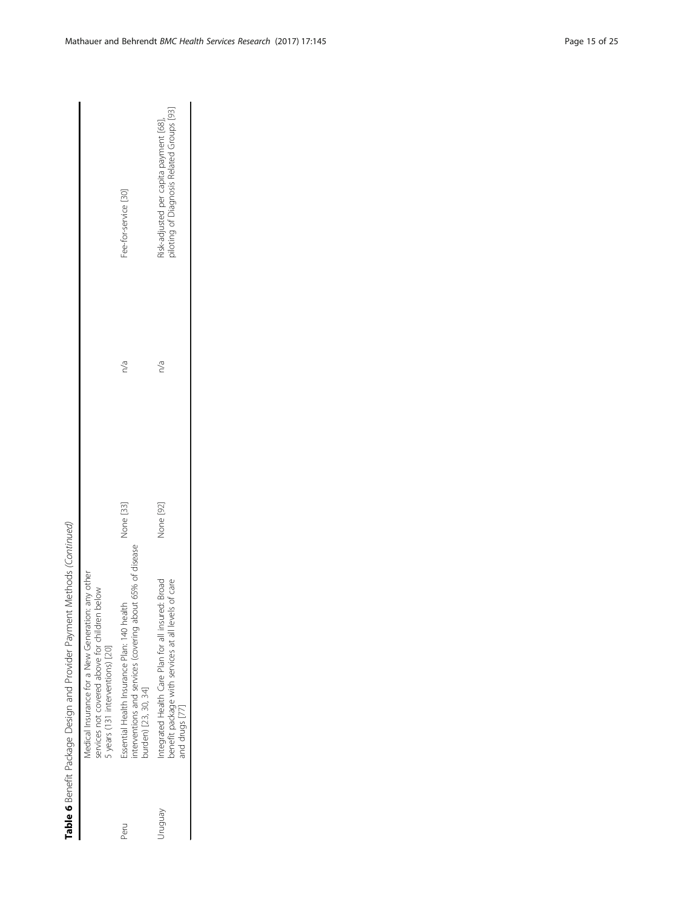**Table 6** Benefit Package Design and Provider Payment Methods *(Continued)*

| | | | | |
|---|---|---|---|---|
| | Medical Insurance for a New Generation: any other services not covered above for children below 5 years (131 interventions) [20] | | | |
| Peru | Essential Health Insurance Plan: 140 health interventions and services (covering about 65% of disease burden) [23, 30, 34] | None [33] | n/a | Fee-for-service [30] |
| Uruguay | Integrated Health Care Plan for all insured: Broad benefit package with services at all levels of care and drugs [77] | None [92] | n/a | Risk-adjusted per capita payment [68], piloting of Diagnosis Related Groups [93] |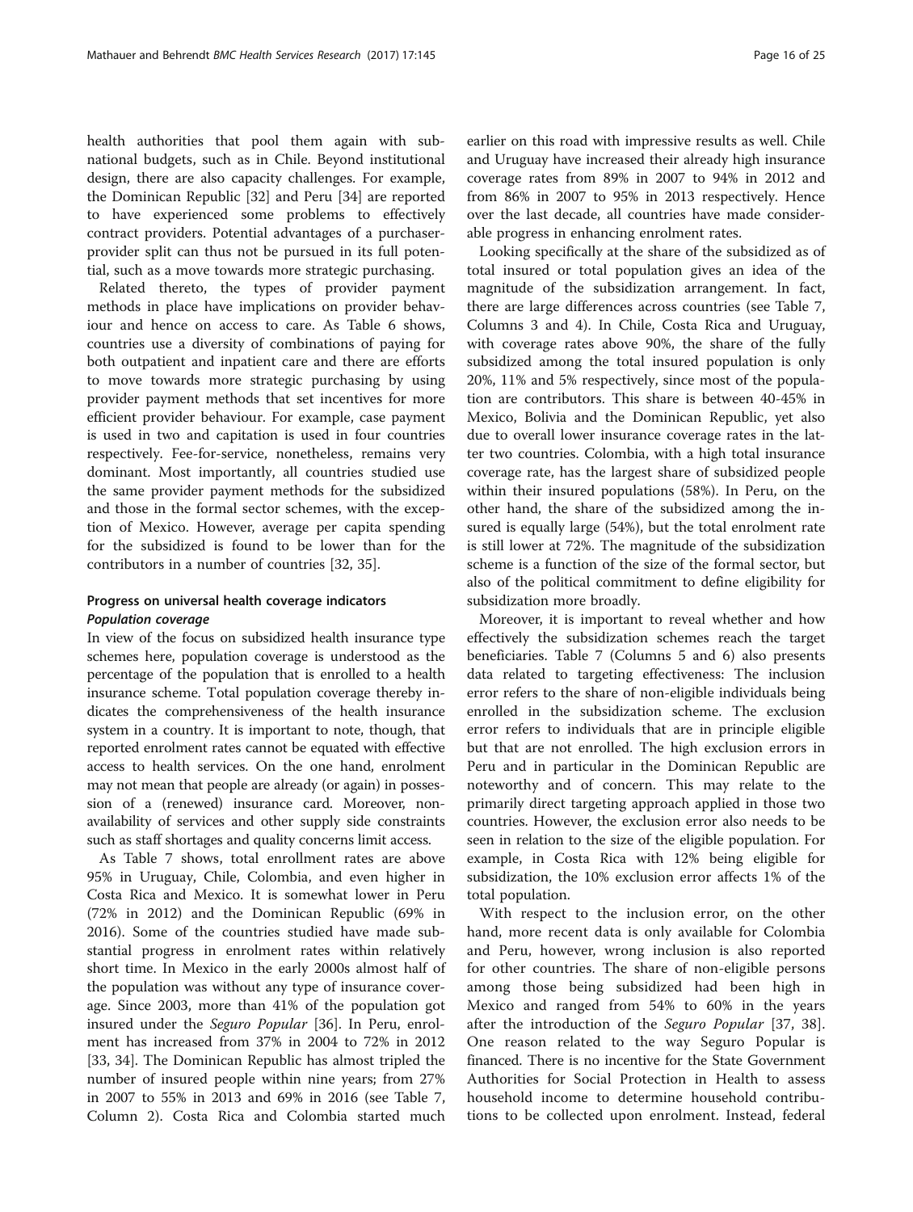health authorities that pool them again with subnational budgets, such as in Chile. Beyond institutional design, there are also capacity challenges. For example, the Dominican Republic [32] and Peru [34] are reported to have experienced some problems to effectively contract providers. Potential advantages of a purchaser-provider split can thus not be pursued in its full potential, such as a move towards more strategic purchasing.

Related thereto, the types of provider payment methods in place have implications on provider behaviour and hence on access to care. As Table 6 shows, countries use a diversity of combinations of paying for both outpatient and inpatient care and there are efforts to move towards more strategic purchasing by using provider payment methods that set incentives for more efficient provider behaviour. For example, case payment is used in two and capitation is used in four countries respectively. Fee-for-service, nonetheless, remains very dominant. Most importantly, all countries studied use the same provider payment methods for the subsidized and those in the formal sector schemes, with the exception of Mexico. However, average per capita spending for the subsidized is found to be lower than for the contributors in a number of countries [32, 35].

## Progress on universal health coverage indicators

### *Population coverage*

In view of the focus on subsidized health insurance type schemes here, population coverage is understood as the percentage of the population that is enrolled to a health insurance scheme. Total population coverage thereby indicates the comprehensiveness of the health insurance system in a country. It is important to note, though, that reported enrolment rates cannot be equated with effective access to health services. On the one hand, enrolment may not mean that people are already (or again) in possession of a (renewed) insurance card. Moreover, non-availability of services and other supply side constraints such as staff shortages and quality concerns limit access.

As Table 7 shows, total enrollment rates are above 95% in Uruguay, Chile, Colombia, and even higher in Costa Rica and Mexico. It is somewhat lower in Peru (72% in 2012) and the Dominican Republic (69% in 2016). Some of the countries studied have made substantial progress in enrolment rates within relatively short time. In Mexico in the early 2000s almost half of the population was without any type of insurance coverage. Since 2003, more than 41% of the population got insured under the *Seguro Popular* [36]. In Peru, enrolment has increased from 37% in 2004 to 72% in 2012 [33, 34]. The Dominican Republic has almost tripled the number of insured people within nine years; from 27% in 2007 to 55% in 2013 and 69% in 2016 (see Table 7, Column 2). Costa Rica and Colombia started much earlier on this road with impressive results as well. Chile and Uruguay have increased their already high insurance coverage rates from 89% in 2007 to 94% in 2012 and from 86% in 2007 to 95% in 2013 respectively. Hence over the last decade, all countries have made considerable progress in enhancing enrolment rates.

Looking specifically at the share of the subsidized as of total insured or total population gives an idea of the magnitude of the subsidization arrangement. In fact, there are large differences across countries (see Table 7, Columns 3 and 4). In Chile, Costa Rica and Uruguay, with coverage rates above 90%, the share of the fully subsidized among the total insured population is only 20%, 11% and 5% respectively, since most of the population are contributors. This share is between 40-45% in Mexico, Bolivia and the Dominican Republic, yet also due to overall lower insurance coverage rates in the latter two countries. Colombia, with a high total insurance coverage rate, has the largest share of subsidized people within their insured populations (58%). In Peru, on the other hand, the share of the subsidized among the insured is equally large (54%), but the total enrolment rate is still lower at 72%. The magnitude of the subsidization scheme is a function of the size of the formal sector, but also of the political commitment to define eligibility for subsidization more broadly.

Moreover, it is important to reveal whether and how effectively the subsidization schemes reach the target beneficiaries. Table 7 (Columns 5 and 6) also presents data related to targeting effectiveness: The inclusion error refers to the share of non-eligible individuals being enrolled in the subsidization scheme. The exclusion error refers to individuals that are in principle eligible but that are not enrolled. The high exclusion errors in Peru and in particular in the Dominican Republic are noteworthy and of concern. This may relate to the primarily direct targeting approach applied in those two countries. However, the exclusion error also needs to be seen in relation to the size of the eligible population. For example, in Costa Rica with 12% being eligible for subsidization, the 10% exclusion error affects 1% of the total population.

With respect to the inclusion error, on the other hand, more recent data is only available for Colombia and Peru, however, wrong inclusion is also reported for other countries. The share of non-eligible persons among those being subsidized had been high in Mexico and ranged from 54% to 60% in the years after the introduction of the *Seguro Popular* [37, 38]. One reason related to the way Seguro Popular is financed. There is no incentive for the State Government Authorities for Social Protection in Health to assess household income to determine household contributions to be collected upon enrolment. Instead, federal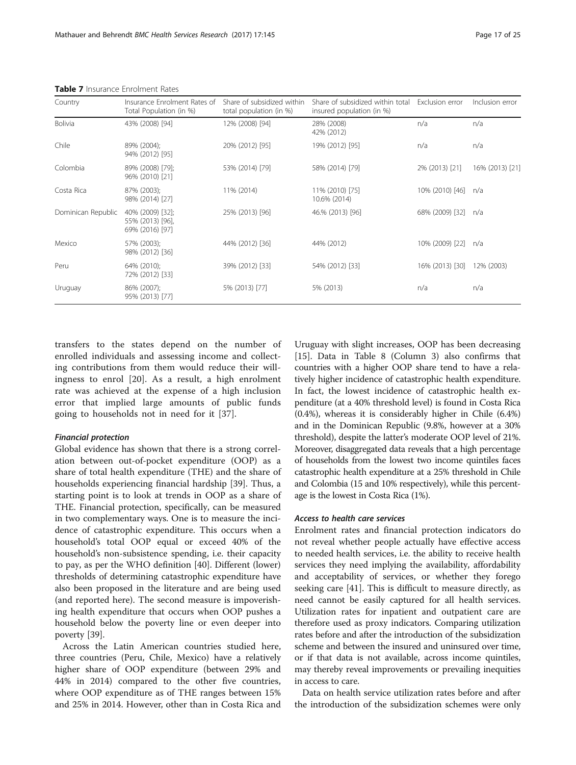**Table 7** Insurance Enrolment Rates

| Country | Insurance Enrolment Rates of Total Population (in %) | Share of subsidized within total population (in %) | Share of subsidized within total insured population (in %) | Exclusion error | Inclusion error |
|---|---|---|---|---|---|
| Bolivia | 43% (2008) [94] | 12% (2008) [94] | 28% (2008) 42% (2012) | n/a | n/a |
| Chile | 89% (2004); 94% (2012) [95] | 20% (2012) [95] | 19% (2012) [95] | n/a | n/a |
| Colombia | 89% (2008) [79]; 96% (2010) [21] | 53% (2014) [79] | 58% (2014) [79] | 2% (2013) [21] | 16% (2013) [21] |
| Costa Rica | 87% (2003); 98% (2014) [27] | 11% (2014) | 11% (2010) [75] 10.6% (2014) | 10% (2010) [46] | n/a |
| Dominican Republic | 40% (2009) [32]; 55% (2013) [96], 69% (2016) [97] | 25% (2013) [96] | 46.% (2013) [96] | 68% (2009) [32] | n/a |
| Mexico | 57% (2003); 98% (2012) [36] | 44% (2012) [36] | 44% (2012) | 10% (2009) [22] | n/a |
| Peru | 64% (2010); 72% (2012) [33] | 39% (2012) [33] | 54% (2012) [33] | 16% (2013) [30] | 12% (2003) |
| Uruguay | 86% (2007); 95% (2013) [77] | 5% (2013) [77] | 5% (2013) | n/a | n/a |

transfers to the states depend on the number of enrolled individuals and assessing income and collecting contributions from them would reduce their willingness to enrol [20]. As a result, a high enrolment rate was achieved at the expense of a high inclusion error that implied large amounts of public funds going to households not in need for it [37].

#### *Financial protection*

Global evidence has shown that there is a strong correlation between out-of-pocket expenditure (OOP) as a share of total health expenditure (THE) and the share of households experiencing financial hardship [39]. Thus, a starting point is to look at trends in OOP as a share of THE. Financial protection, specifically, can be measured in two complementary ways. One is to measure the incidence of catastrophic expenditure. This occurs when a household's total OOP equal or exceed 40% of the household's non-subsistence spending, i.e. their capacity to pay, as per the WHO definition [40]. Different (lower) thresholds of determining catastrophic expenditure have also been proposed in the literature and are being used (and reported here). The second measure is impoverishing health expenditure that occurs when OOP pushes a household below the poverty line or even deeper into poverty [39].

Across the Latin American countries studied here, three countries (Peru, Chile, Mexico) have a relatively higher share of OOP expenditure (between 29% and 44% in 2014) compared to the other five countries, where OOP expenditure as of THE ranges between 15% and 25% in 2014. However, other than in Costa Rica and Uruguay with slight increases, OOP has been decreasing [15]. Data in Table 8 (Column 3) also confirms that countries with a higher OOP share tend to have a relatively higher incidence of catastrophic health expenditure. In fact, the lowest incidence of catastrophic health expenditure (at a 40% threshold level) is found in Costa Rica (0.4%), whereas it is considerably higher in Chile (6.4%) and in the Dominican Republic (9.8%, however at a 30% threshold), despite the latter's moderate OOP level of 21%. Moreover, disaggregated data reveals that a high percentage of households from the lowest two income quintiles faces catastrophic health expenditure at a 25% threshold in Chile and Colombia (15 and 10% respectively), while this percentage is the lowest in Costa Rica (1%).

#### *Access to health care services*

Enrolment rates and financial protection indicators do not reveal whether people actually have effective access to needed health services, i.e. the ability to receive health services they need implying the availability, affordability and acceptability of services, or whether they forego seeking care [41]. This is difficult to measure directly, as need cannot be easily captured for all health services. Utilization rates for inpatient and outpatient care are therefore used as proxy indicators. Comparing utilization rates before and after the introduction of the subsidization scheme and between the insured and uninsured over time, or if that data is not available, across income quintiles, may thereby reveal improvements or prevailing inequities in access to care.

Data on health service utilization rates before and after the introduction of the subsidization schemes were only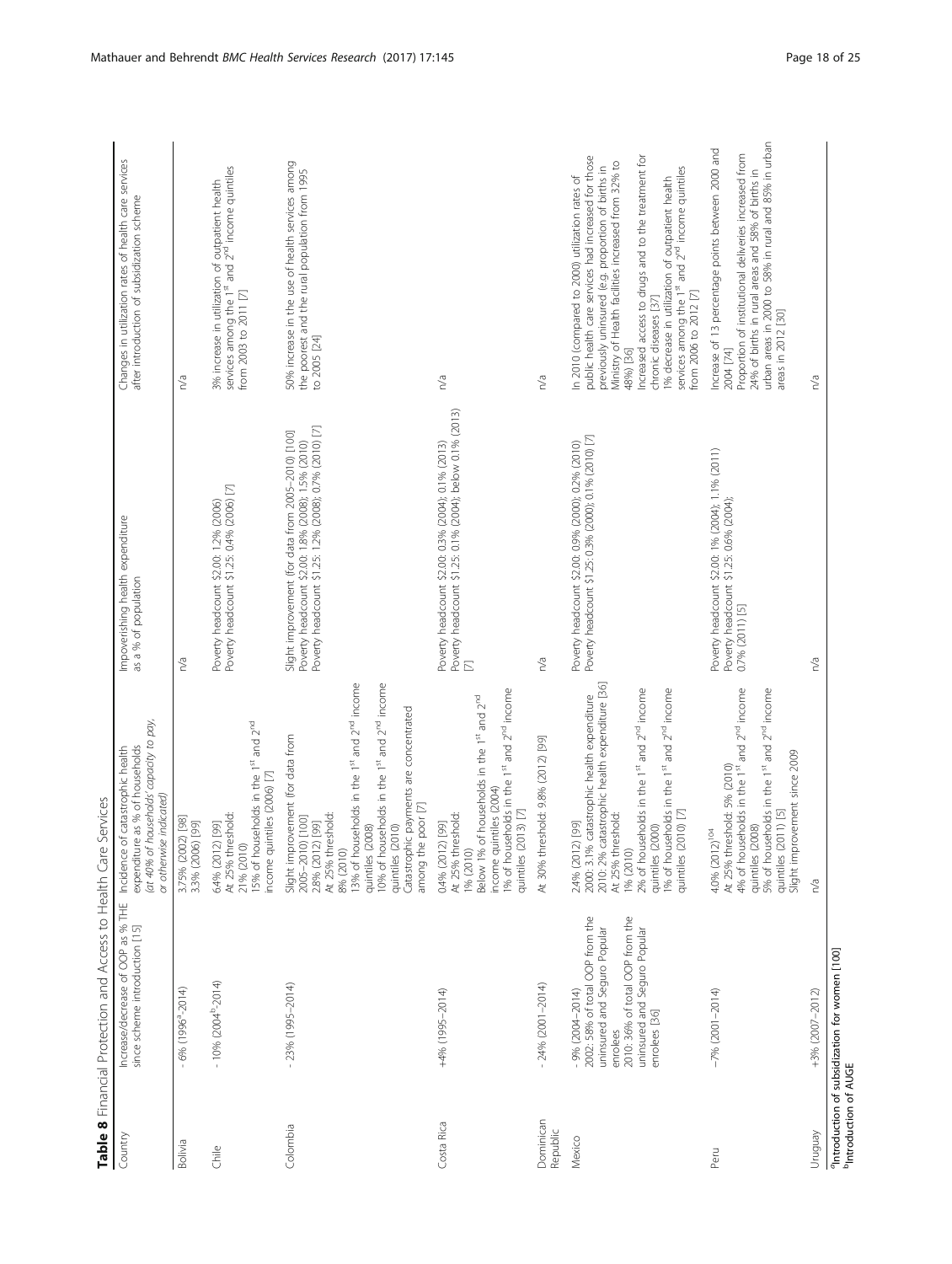**Table 8** Financial Protection and Access to Health Care Services

| Country | Increase/decrease of OOP as % THE since scheme introduction [15] | Incidence of catastrophic health expenditure as % of households (at 40% of households' capacity to pay, or otherwise indicated) | Impoverishing health expenditure as a % of population | Changes in utilization rates of health care services after introduction of subsidization scheme |
|---|---|---|---|---|
| Bolivia | - 6% (1996[a]-2014) | 3.75% (2002) [98]<br>3.3% (2006) [99] | n/a | n/a |
| Chile | - 10% (2004[b]-2014) | 6.4% (2012) [99]<br>At 25% threshold:<br>21% (2010)<br>15% of households in the 1st and 2nd income quintiles (2006) [7] | Poverty headcount $2.00: 1.2% (2006)<br>Poverty headcount $1.25: 0.4% (2006) [7] | 3% increase in utilization of outpatient health services among the 1st and 2nd income quintiles from 2003 to 2011 [7] |
| Colombia | - 23% (1995–2014) | Slight improvement (for data from 2005–2010) [100]<br>2.8% (2012) [99]<br>At 25% threshold:<br>8% (2010)<br>13% of households in the 1st and 2nd income quintiles (2008)<br>10% of households in the 1st and 2nd income quintiles (2010)<br>Catastrophic payments are concentrated among the poor [7] | Slight improvement (for data from 2005–2010) [100]<br>Poverty headcount $2.00: 1.8% (2008); 1.5% (2010)<br>Poverty headcount $1.25: 1.2% (2008); 0.7% (2010) [7] | 50% increase in the use of health services among the poorest and the rural population from 1995 to 2005 [24] |
| Costa Rica | +4% (1995–2014) | 0.4% (2012) [99]<br>At 25% threshold:<br>1% (2010)<br>Below 1% of households in the 1st and 2nd income quintiles (2004)<br>1% of households in the 1st and 2nd income quintiles (2013) [7] | Poverty headcount $2.00: 0.3% (2004); 0.1% (2013)<br>Poverty headcount $1.25: 0.1% (2004); below 0.1% (2013) [7] | n/a |
| Dominican Republic | - 24% (2001–2014) | At 30% threshold: 9.8% (2012) [99] | n/a | n/a |
| Mexico | - 9% (2004–2014)<br>2002: 58% of total OOP from the uninsured and Seguro Popular enrolees<br>2010: 36% of total OOP from the uninsured and Seguro Popular enrolees [36] | 2.4% (2012) [99]<br>2000: 3.1% catastrophic health expenditure<br>2010: 2% catastrophic health expenditure [36]<br>At 25% threshold:<br>1% (2010)<br>2% of households in the 1st and 2nd income quintiles (2000)<br>1% of households in the 1st and 2nd income quintiles (2010) [7] | Poverty headcount $2.00: 0.9% (2000); 0.2% (2010)<br>Poverty headcount $1.25: 0.3% (2000); 0.1% (2010) [7] | In 2010 (compared to 2000) utilization rates of public health care services had increased for those previously uninsured (e.g. proportion of births in Ministry of Health facilities increased from 32% to 48%) [36]<br>Increased access to drugs and to the treatment for chronic diseases [37]<br>1% decrease in utilization of outpatient health services among the 1st and 2nd income quintiles from 2006 to 2012 [7] |
| Peru | −7% (2001–2014) | 4.0% (2012)[104]<br>At 25% threshold: 5% (2010)<br>4% of households in the 1st and 2nd income quintiles (2008)<br>5% of households in the 1st and 2nd income quintiles (2011) [5]<br>Slight improvement since 2009 | Poverty headcount $2.00: 1% (2004); 1.1% (2011)<br>Poverty headcount $1.25: 0.6% (2004); 0.7% (2011) [5] | Increase of 13 percentage points between 2000 and 2004 [74]<br>Proportion of institutional deliveries increased from 24% of births in rural areas and 58% of births in urban areas in 2000 to 58% in rural and 85% in urban areas in 2012 [30] |
| Uruguay | +3% (2007–2012) | n/a | n/a | n/a |

[a]Introduction of subsidization for women [100]
[b]Introduction of AUGE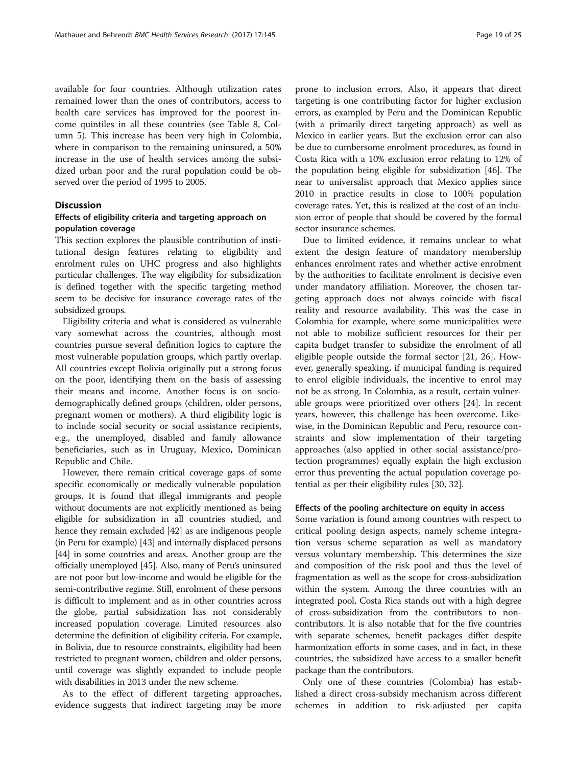available for four countries. Although utilization rates remained lower than the ones of contributors, access to health care services has improved for the poorest income quintiles in all these countries (see Table 8, Column 5). This increase has been very high in Colombia, where in comparison to the remaining uninsured, a 50% increase in the use of health services among the subsidized urban poor and the rural population could be observed over the period of 1995 to 2005.

## Discussion

### Effects of eligibility criteria and targeting approach on population coverage

This section explores the plausible contribution of institutional design features relating to eligibility and enrolment rules on UHC progress and also highlights particular challenges. The way eligibility for subsidization is defined together with the specific targeting method seem to be decisive for insurance coverage rates of the subsidized groups.

Eligibility criteria and what is considered as vulnerable vary somewhat across the countries, although most countries pursue several definition logics to capture the most vulnerable population groups, which partly overlap. All countries except Bolivia originally put a strong focus on the poor, identifying them on the basis of assessing their means and income. Another focus is on sociodemographically defined groups (children, older persons, pregnant women or mothers). A third eligibility logic is to include social security or social assistance recipients, e.g., the unemployed, disabled and family allowance beneficiaries, such as in Uruguay, Mexico, Dominican Republic and Chile.

However, there remain critical coverage gaps of some specific economically or medically vulnerable population groups. It is found that illegal immigrants and people without documents are not explicitly mentioned as being eligible for subsidization in all countries studied, and hence they remain excluded [42] as are indigenous people (in Peru for example) [43] and internally displaced persons [44] in some countries and areas. Another group are the officially unemployed [45]. Also, many of Peru's uninsured are not poor but low-income and would be eligible for the semi-contributive regime. Still, enrolment of these persons is difficult to implement and as in other countries across the globe, partial subsidization has not considerably increased population coverage. Limited resources also determine the definition of eligibility criteria. For example, in Bolivia, due to resource constraints, eligibility had been restricted to pregnant women, children and older persons, until coverage was slightly expanded to include people with disabilities in 2013 under the new scheme.

As to the effect of different targeting approaches, evidence suggests that indirect targeting may be more prone to inclusion errors. Also, it appears that direct targeting is one contributing factor for higher exclusion errors, as exampled by Peru and the Dominican Republic (with a primarily direct targeting approach) as well as Mexico in earlier years. But the exclusion error can also be due to cumbersome enrolment procedures, as found in Costa Rica with a 10% exclusion error relating to 12% of the population being eligible for subsidization [46]. The near to universalist approach that Mexico applies since 2010 in practice results in close to 100% population coverage rates. Yet, this is realized at the cost of an inclusion error of people that should be covered by the formal sector insurance schemes.

Due to limited evidence, it remains unclear to what extent the design feature of mandatory membership enhances enrolment rates and whether active enrolment by the authorities to facilitate enrolment is decisive even under mandatory affiliation. Moreover, the chosen targeting approach does not always coincide with fiscal reality and resource availability. This was the case in Colombia for example, where some municipalities were not able to mobilize sufficient resources for their per capita budget transfer to subsidize the enrolment of all eligible people outside the formal sector [21, 26]. However, generally speaking, if municipal funding is required to enrol eligible individuals, the incentive to enrol may not be as strong. In Colombia, as a result, certain vulnerable groups were prioritized over others [24]. In recent years, however, this challenge has been overcome. Likewise, in the Dominican Republic and Peru, resource constraints and slow implementation of their targeting approaches (also applied in other social assistance/protection programmes) equally explain the high exclusion error thus preventing the actual population coverage potential as per their eligibility rules [30, 32].

### Effects of the pooling architecture on equity in access

Some variation is found among countries with respect to critical pooling design aspects, namely scheme integration versus scheme separation as well as mandatory versus voluntary membership. This determines the size and composition of the risk pool and thus the level of fragmentation as well as the scope for cross-subsidization within the system. Among the three countries with an integrated pool, Costa Rica stands out with a high degree of cross-subsidization from the contributors to non-contributors. It is also notable that for the five countries with separate schemes, benefit packages differ despite harmonization efforts in some cases, and in fact, in these countries, the subsidized have access to a smaller benefit package than the contributors.

Only one of these countries (Colombia) has established a direct cross-subsidy mechanism across different schemes in addition to risk-adjusted per capita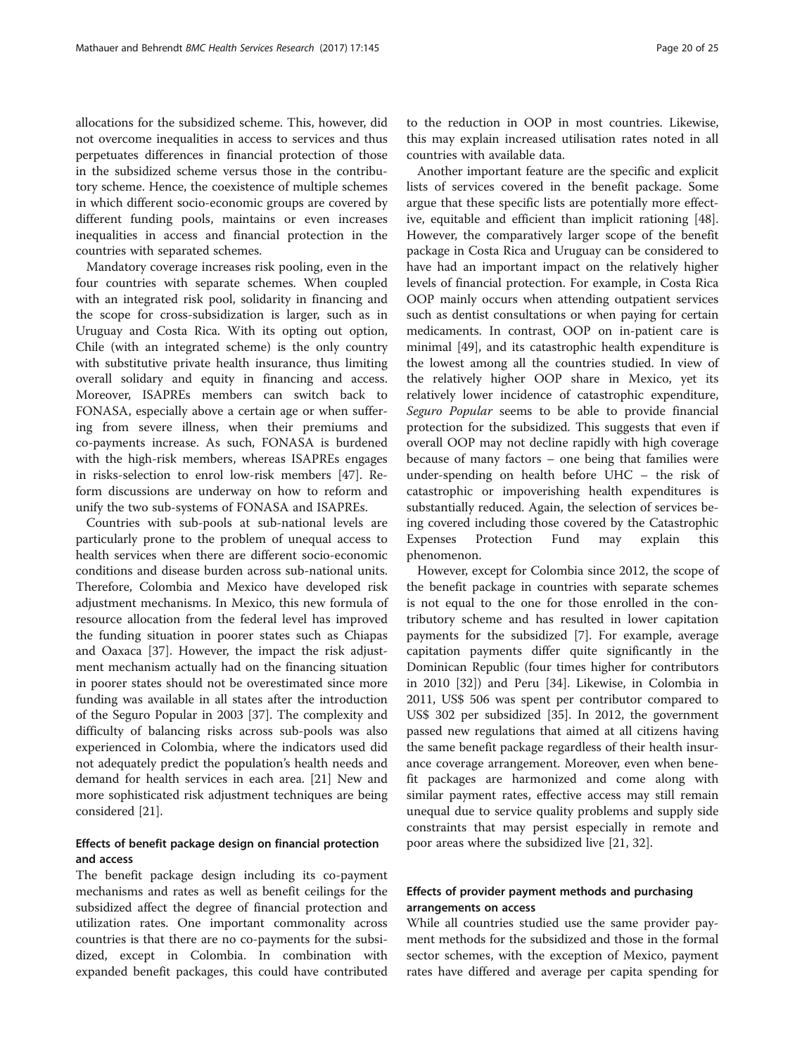allocations for the subsidized scheme. This, however, did not overcome inequalities in access to services and thus perpetuates differences in financial protection of those in the subsidized scheme versus those in the contributory scheme. Hence, the coexistence of multiple schemes in which different socio-economic groups are covered by different funding pools, maintains or even increases inequalities in access and financial protection in the countries with separated schemes.

Mandatory coverage increases risk pooling, even in the four countries with separate schemes. When coupled with an integrated risk pool, solidarity in financing and the scope for cross-subsidization is larger, such as in Uruguay and Costa Rica. With its opting out option, Chile (with an integrated scheme) is the only country with substitutive private health insurance, thus limiting overall solidary and equity in financing and access. Moreover, ISAPREs members can switch back to FONASA, especially above a certain age or when suffering from severe illness, when their premiums and co-payments increase. As such, FONASA is burdened with the high-risk members, whereas ISAPREs engages in risks-selection to enrol low-risk members [47]. Reform discussions are underway on how to reform and unify the two sub-systems of FONASA and ISAPREs.

Countries with sub-pools at sub-national levels are particularly prone to the problem of unequal access to health services when there are different socio-economic conditions and disease burden across sub-national units. Therefore, Colombia and Mexico have developed risk adjustment mechanisms. In Mexico, this new formula of resource allocation from the federal level has improved the funding situation in poorer states such as Chiapas and Oaxaca [37]. However, the impact the risk adjustment mechanism actually had on the financing situation in poorer states should not be overestimated since more funding was available in all states after the introduction of the Seguro Popular in 2003 [37]. The complexity and difficulty of balancing risks across sub-pools was also experienced in Colombia, where the indicators used did not adequately predict the population's health needs and demand for health services in each area. [21] New and more sophisticated risk adjustment techniques are being considered [21].

### Effects of benefit package design on financial protection and access

The benefit package design including its co-payment mechanisms and rates as well as benefit ceilings for the subsidized affect the degree of financial protection and utilization rates. One important commonality across countries is that there are no co-payments for the subsidized, except in Colombia. In combination with expanded benefit packages, this could have contributed to the reduction in OOP in most countries. Likewise, this may explain increased utilisation rates noted in all countries with available data.

Another important feature are the specific and explicit lists of services covered in the benefit package. Some argue that these specific lists are potentially more effective, equitable and efficient than implicit rationing [48]. However, the comparatively larger scope of the benefit package in Costa Rica and Uruguay can be considered to have had an important impact on the relatively higher levels of financial protection. For example, in Costa Rica OOP mainly occurs when attending outpatient services such as dentist consultations or when paying for certain medicaments. In contrast, OOP on in-patient care is minimal [49], and its catastrophic health expenditure is the lowest among all the countries studied. In view of the relatively higher OOP share in Mexico, yet its relatively lower incidence of catastrophic expenditure, *Seguro Popular* seems to be able to provide financial protection for the subsidized. This suggests that even if overall OOP may not decline rapidly with high coverage because of many factors – one being that families were under-spending on health before UHC – the risk of catastrophic or impoverishing health expenditures is substantially reduced. Again, the selection of services being covered including those covered by the Catastrophic Expenses Protection Fund may explain this phenomenon.

However, except for Colombia since 2012, the scope of the benefit package in countries with separate schemes is not equal to the one for those enrolled in the contributory scheme and has resulted in lower capitation payments for the subsidized [7]. For example, average capitation payments differ quite significantly in the Dominican Republic (four times higher for contributors in 2010 [32]) and Peru [34]. Likewise, in Colombia in 2011, US$ 506 was spent per contributor compared to US$ 302 per subsidized [35]. In 2012, the government passed new regulations that aimed at all citizens having the same benefit package regardless of their health insurance coverage arrangement. Moreover, even when benefit packages are harmonized and come along with similar payment rates, effective access may still remain unequal due to service quality problems and supply side constraints that may persist especially in remote and poor areas where the subsidized live [21, 32].

### Effects of provider payment methods and purchasing arrangements on access

While all countries studied use the same provider payment methods for the subsidized and those in the formal sector schemes, with the exception of Mexico, payment rates have differed and average per capita spending for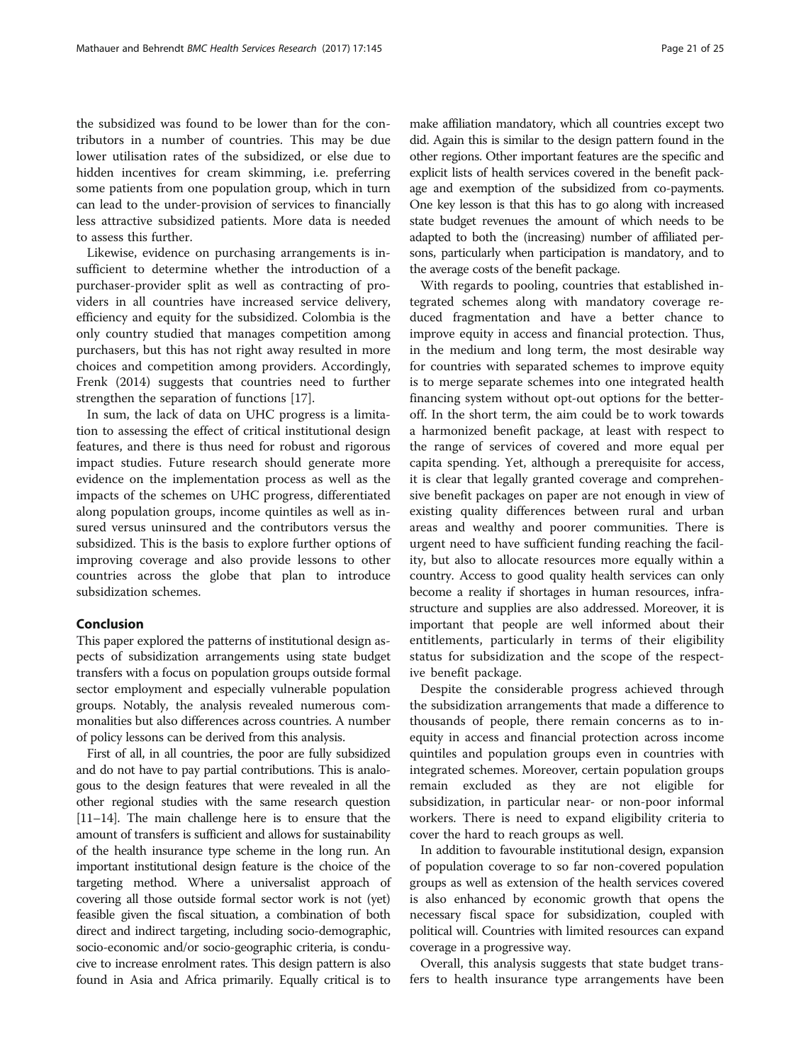the subsidized was found to be lower than for the contributors in a number of countries. This may be due lower utilisation rates of the subsidized, or else due to hidden incentives for cream skimming, i.e. preferring some patients from one population group, which in turn can lead to the under-provision of services to financially less attractive subsidized patients. More data is needed to assess this further.

Likewise, evidence on purchasing arrangements is insufficient to determine whether the introduction of a purchaser-provider split as well as contracting of providers in all countries have increased service delivery, efficiency and equity for the subsidized. Colombia is the only country studied that manages competition among purchasers, but this has not right away resulted in more choices and competition among providers. Accordingly, Frenk (2014) suggests that countries need to further strengthen the separation of functions [17].

In sum, the lack of data on UHC progress is a limitation to assessing the effect of critical institutional design features, and there is thus need for robust and rigorous impact studies. Future research should generate more evidence on the implementation process as well as the impacts of the schemes on UHC progress, differentiated along population groups, income quintiles as well as insured versus uninsured and the contributors versus the subsidized. This is the basis to explore further options of improving coverage and also provide lessons to other countries across the globe that plan to introduce subsidization schemes.

## Conclusion

This paper explored the patterns of institutional design aspects of subsidization arrangements using state budget transfers with a focus on population groups outside formal sector employment and especially vulnerable population groups. Notably, the analysis revealed numerous commonalities but also differences across countries. A number of policy lessons can be derived from this analysis.

First of all, in all countries, the poor are fully subsidized and do not have to pay partial contributions. This is analogous to the design features that were revealed in all the other regional studies with the same research question [11–14]. The main challenge here is to ensure that the amount of transfers is sufficient and allows for sustainability of the health insurance type scheme in the long run. An important institutional design feature is the choice of the targeting method. Where a universalist approach of covering all those outside formal sector work is not (yet) feasible given the fiscal situation, a combination of both direct and indirect targeting, including socio-demographic, socio-economic and/or socio-geographic criteria, is conducive to increase enrolment rates. This design pattern is also found in Asia and Africa primarily. Equally critical is to make affiliation mandatory, which all countries except two did. Again this is similar to the design pattern found in the other regions. Other important features are the specific and explicit lists of health services covered in the benefit package and exemption of the subsidized from co-payments. One key lesson is that this has to go along with increased state budget revenues the amount of which needs to be adapted to both the (increasing) number of affiliated persons, particularly when participation is mandatory, and to the average costs of the benefit package.

With regards to pooling, countries that established integrated schemes along with mandatory coverage reduced fragmentation and have a better chance to improve equity in access and financial protection. Thus, in the medium and long term, the most desirable way for countries with separated schemes to improve equity is to merge separate schemes into one integrated health financing system without opt-out options for the better-off. In the short term, the aim could be to work towards a harmonized benefit package, at least with respect to the range of services of covered and more equal per capita spending. Yet, although a prerequisite for access, it is clear that legally granted coverage and comprehensive benefit packages on paper are not enough in view of existing quality differences between rural and urban areas and wealthy and poorer communities. There is urgent need to have sufficient funding reaching the facility, but also to allocate resources more equally within a country. Access to good quality health services can only become a reality if shortages in human resources, infrastructure and supplies are also addressed. Moreover, it is important that people are well informed about their entitlements, particularly in terms of their eligibility status for subsidization and the scope of the respective benefit package.

Despite the considerable progress achieved through the subsidization arrangements that made a difference to thousands of people, there remain concerns as to inequity in access and financial protection across income quintiles and population groups even in countries with integrated schemes. Moreover, certain population groups remain excluded as they are not eligible for subsidization, in particular near- or non-poor informal workers. There is need to expand eligibility criteria to cover the hard to reach groups as well.

In addition to favourable institutional design, expansion of population coverage to so far non-covered population groups as well as extension of the health services covered is also enhanced by economic growth that opens the necessary fiscal space for subsidization, coupled with political will. Countries with limited resources can expand coverage in a progressive way.

Overall, this analysis suggests that state budget transfers to health insurance type arrangements have been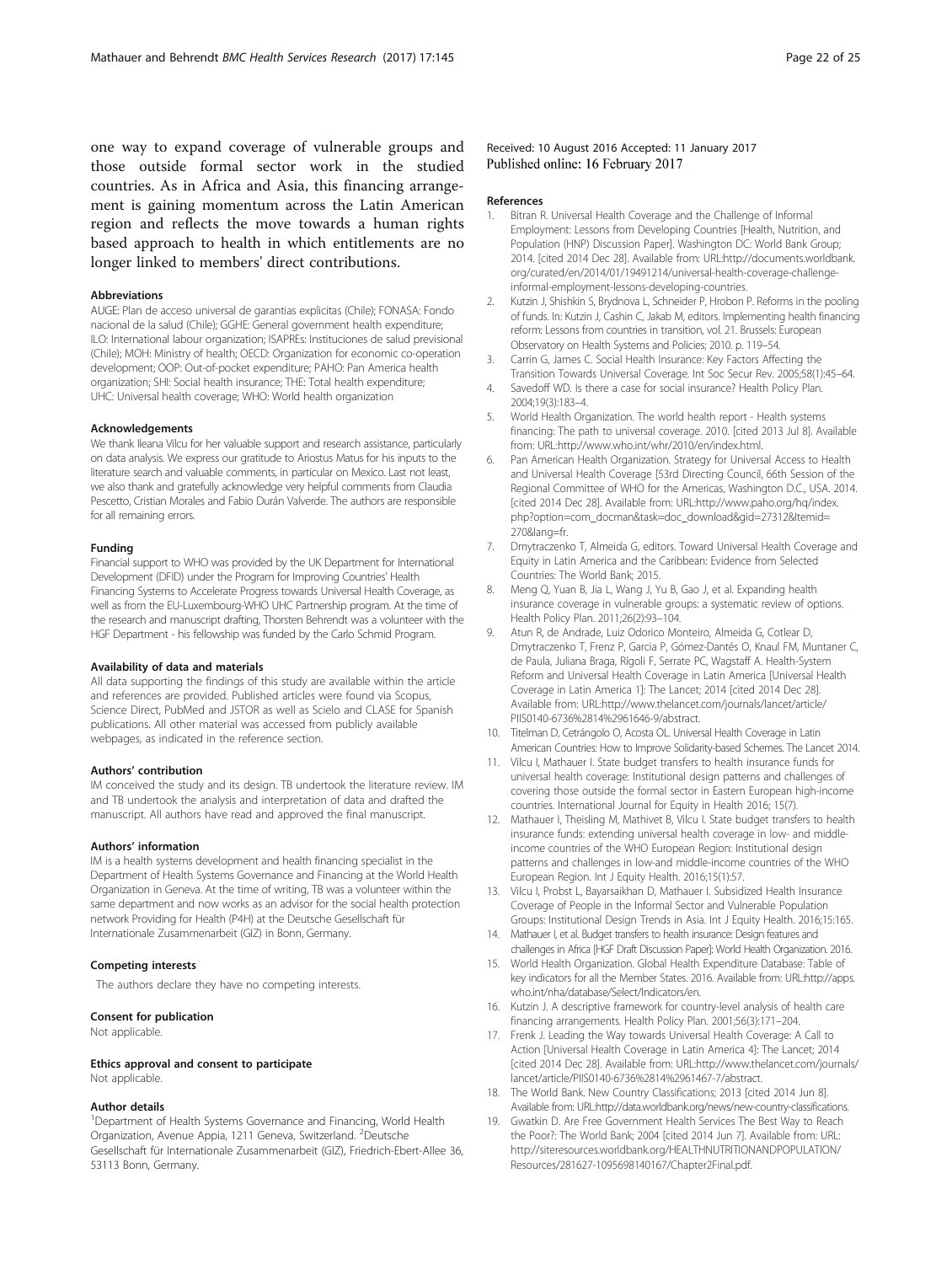one way to expand coverage of vulnerable groups and those outside formal sector work in the studied countries. As in Africa and Asia, this financing arrangement is gaining momentum across the Latin American region and reflects the move towards a human rights based approach to health in which entitlements are no longer linked to members' direct contributions.

#### Abbreviations

AUGE: Plan de acceso universal de garantias explicitas (Chile); FONASA: Fondo nacional de la salud (Chile); GGHE: General government health expenditure; ILO: International labour organization; ISAPREs: Instituciones de salud previsional (Chile); MOH: Ministry of health; OECD: Organization for economic co-operation development; OOP: Out-of-pocket expenditure; PAHO: Pan America health organization; SHI: Social health insurance; THE: Total health expenditure; UHC: Universal health coverage; WHO: World health organization

#### Acknowledgements

We thank Ileana Vilcu for her valuable support and research assistance, particularly on data analysis. We express our gratitude to Ariostus Matus for his inputs to the literature search and valuable comments, in particular on Mexico. Last not least, we also thank and gratefully acknowledge very helpful comments from Claudia Pescetto, Cristian Morales and Fabio Durán Valverde. The authors are responsible for all remaining errors.

#### Funding

Financial support to WHO was provided by the UK Department for International Development (DFID) under the Program for Improving Countries' Health Financing Systems to Accelerate Progress towards Universal Health Coverage, as well as from the EU-Luxembourg-WHO UHC Partnership program. At the time of the research and manuscript drafting, Thorsten Behrendt was a volunteer with the HGF Department - his fellowship was funded by the Carlo Schmid Program.

#### Availability of data and materials

All data supporting the findings of this study are available within the article and references are provided. Published articles were found via Scopus, Science Direct, PubMed and JSTOR as well as Scielo and CLASE for Spanish publications. All other material was accessed from publicly available webpages, as indicated in the reference section.

#### Authors' contribution

IM conceived the study and its design. TB undertook the literature review. IM and TB undertook the analysis and interpretation of data and drafted the manuscript. All authors have read and approved the final manuscript.

#### Authors' information

IM is a health systems development and health financing specialist in the Department of Health Systems Governance and Financing at the World Health Organization in Geneva. At the time of writing, TB was a volunteer within the same department and now works as an advisor for the social health protection network Providing for Health (P4H) at the Deutsche Gesellschaft für Internationale Zusammenarbeit (GIZ) in Bonn, Germany.

#### Competing interests

The authors declare they have no competing interests.

#### Consent for publication

Not applicable.

#### Ethics approval and consent to participate

Not applicable.

#### Author details

[1]Department of Health Systems Governance and Financing, World Health Organization, Avenue Appia, 1211 Geneva, Switzerland. [2]Deutsche Gesellschaft für Internationale Zusammenarbeit (GIZ), Friedrich-Ebert-Allee 36, 53113 Bonn, Germany.

Received: 10 August 2016 Accepted: 11 January 2017
Published online: 16 February 2017

#### References

1. Bitran R. Universal Health Coverage and the Challenge of Informal Employment: Lessons from Developing Countries [Health, Nutrition, and Population (HNP) Discussion Paper]. Washington DC: World Bank Group; 2014. [cited 2014 Dec 28]. Available from: URL:http://documents.worldbank.org/curated/en/2014/01/19491214/universal-health-coverage-challenge-informal-employment-lessons-developing-countries.
2. Kutzin J, Shishkin S, Brydnova L, Schneider P, Hrobon P. Reforms in the pooling of funds. In: Kutzin J, Cashin C, Jakab M, editors. Implementing health financing reform: Lessons from countries in transition, vol. 21. Brussels: European Observatory on Health Systems and Policies; 2010. p. 119–54.
3. Carrin G, James C. Social Health Insurance: Key Factors Affecting the Transition Towards Universal Coverage. Int Soc Secur Rev. 2005;58(1):45–64.
4. Savedoff WD. Is there a case for social insurance? Health Policy Plan. 2004;19(3):183–4.
5. World Health Organization. The world health report - Health systems financing: The path to universal coverage. 2010. [cited 2013 Jul 8]. Available from: URL:http://www.who.int/whr/2010/en/index.html.
6. Pan American Health Organization. Strategy for Universal Access to Health and Universal Health Coverage [53rd Directing Council, 66th Session of the Regional Committee of WHO for the Americas, Washington D.C., USA. 2014. [cited 2014 Dec 28]. Available from: URL:http://www.paho.org/hq/index.php?option=com_docman&task=doc_download&gid=27312&Itemid=270&lang=fr.
7. Dmytraczenko T, Almeida G, editors. Toward Universal Health Coverage and Equity in Latin America and the Caribbean: Evidence from Selected Countries: The World Bank; 2015.
8. Meng Q, Yuan B, Jia L, Wang J, Yu B, Gao J, et al. Expanding health insurance coverage in vulnerable groups: a systematic review of options. Health Policy Plan. 2011;26(2):93–104.
9. Atun R, de Andrade, Luiz Odorico Monteiro, Almeida G, Cotlear D, Dmytraczenko T, Frenz P, Garcia P, Gómez-Dantés O, Knaul FM, Muntaner C, de Paula, Juliana Braga, Rígoli F, Serrate PC, Wagstaff A. Health-System Reform and Universal Health Coverage in Latin America [Universal Health Coverage in Latin America 1]: The Lancet; 2014 [cited 2014 Dec 28]. Available from: URL:http://www.thelancet.com/journals/lancet/article/PIIS0140-6736%2814%2961646-9/abstract.
10. Titelman D, Cetrángolo O, Acosta OL. Universal Health Coverage in Latin American Countries: How to Improve Solidarity-based Schemes. The Lancet 2014.
11. Vilcu I, Mathauer I. State budget transfers to health insurance funds for universal health coverage: Institutional design patterns and challenges of covering those outside the formal sector in Eastern European high-income countries. International Journal for Equity in Health 2016; 15(7).
12. Mathauer I, Theisling M, Mathivet B, Vilcu I. State budget transfers to health insurance funds: extending universal health coverage in low- and middle-income countries of the WHO European Region: Institutional design patterns and challenges in low-and middle-income countries of the WHO European Region. Int J Equity Health. 2016;15(1):57.
13. Vilcu I, Probst L, Bayarsaikhan D, Mathauer I. Subsidized Health Insurance Coverage of People in the Informal Sector and Vulnerable Population Groups: Institutional Design Trends in Asia. Int J Equity Health. 2016;15:165.
14. Mathauer I, et al. Budget transfers to health insurance: Design features and challenges in Africa [HGF Draft Discussion Paper]: World Health Organization. 2016.
15. World Health Organization. Global Health Expenditure Database: Table of key indicators for all the Member States. 2016. Available from: URL:http://apps.who.int/nha/database/Select/Indicators/en.
16. Kutzin J. A descriptive framework for country-level analysis of health care financing arrangements. Health Policy Plan. 2001;56(3):171–204.
17. Frenk J. Leading the Way towards Universal Health Coverage: A Call to Action [Universal Health Coverage in Latin America 4]: The Lancet; 2014 [cited 2014 Dec 28]. Available from: URL:http://www.thelancet.com/journals/lancet/article/PIIS0140-6736%2814%2961467-7/abstract.
18. The World Bank. New Country Classifications; 2013 [cited 2014 Jun 8]. Available from: URL:http://data.worldbank.org/news/new-country-classifications.
19. Gwatkin D. Are Free Government Health Services The Best Way to Reach the Poor?: The World Bank; 2004 [cited 2014 Jun 7]. Available from: URL: http://siteresources.worldbank.org/HEALTHNUTRITIONANDPOPULATION/Resources/281627-1095698140167/Chapter2Final.pdf.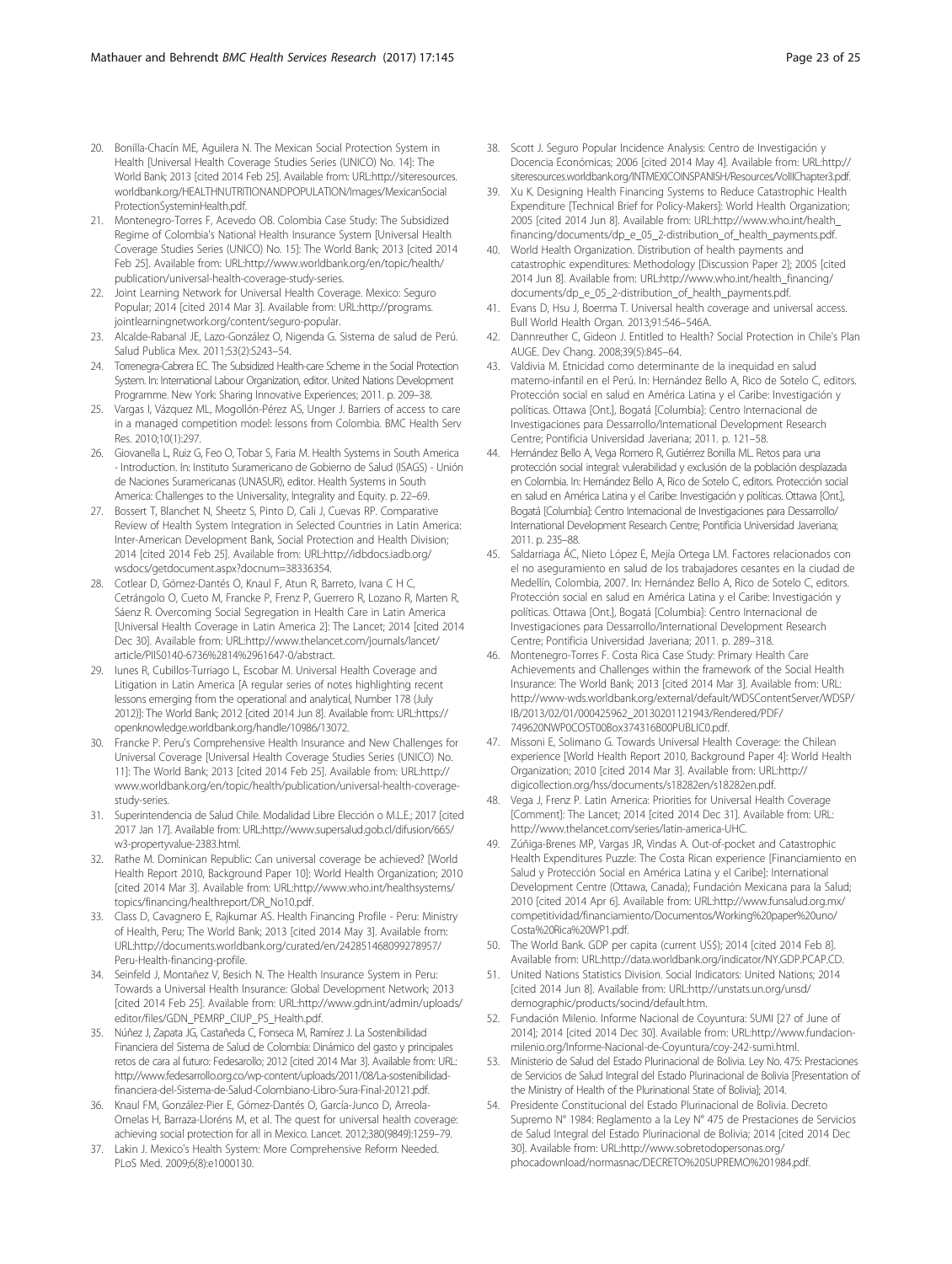20. Bonilla-Chacín ME, Aguilera N. The Mexican Social Protection System in Health [Universal Health Coverage Studies Series (UNICO) No. 14]: The World Bank; 2013 [cited 2014 Feb 25]. Available from: URL:http://siteresources.worldbank.org/HEALTHNUTRITIONANDPOPULATION/Images/MexicanSocialProtectionSysteminHealth.pdf.
21. Montenegro-Torres F, Acevedo OB. Colombia Case Study: The Subsidized Regime of Colombia's National Health Insurance System [Universal Health Coverage Studies Series (UNICO) No. 15]: The World Bank; 2013 [cited 2014 Feb 25]. Available from: URL:http://www.worldbank.org/en/topic/health/publication/universal-health-coverage-study-series.
22. Joint Learning Network for Universal Health Coverage. Mexico: Seguro Popular; 2014 [cited 2014 Mar 3]. Available from: URL:http://programs.jointlearningnetwork.org/content/seguro-popular.
23. Alcalde-Rabanal JE, Lazo-González O, Nigenda G. Sistema de salud de Perú. Salud Publica Mex. 2011;53(2):S243–54.
24. Torrenegra-Cabrera EC. The Subsidized Health-care Scheme in the Social Protection System. In: International Labour Organization, editor. United Nations Development Programme. New York: Sharing Innovative Experiences; 2011. p. 209–38.
25. Vargas I, Vázquez ML, Mogollón-Pérez AS, Unger J. Barriers of access to care in a managed competition model: lessons from Colombia. BMC Health Serv Res. 2010;10(1):297.
26. Giovanella L, Ruiz G, Feo O, Tobar S, Faria M. Health Systems in South America - Introduction. In: Instituto Suramericano de Gobierno de Salud (ISAGS) - Unión de Naciones Suramericanas (UNASUR), editor. Health Systems in South America: Challenges to the Universality, Integrality and Equity. p. 22–69.
27. Bossert T, Blanchet N, Sheetz S, Pinto D, Cali J, Cuevas RP. Comparative Review of Health System Integration in Selected Countries in Latin America: Inter-American Development Bank, Social Protection and Health Division; 2014 [cited 2014 Feb 25]. Available from: URL:http://idbdocs.iadb.org/wsdocs/getdocument.aspx?docnum=38336354.
28. Cotlear D, Gómez-Dantés O, Knaul F, Atun R, Barreto, Ivana C H C, Cetrángolo O, Cueto M, Francke P, Frenz P, Guerrero R, Lozano R, Marten R, Sáenz R. Overcoming Social Segregation in Health Care in Latin America [Universal Health Coverage in Latin America 2]: The Lancet; 2014 [cited 2014 Dec 30]. Available from: URL:http://www.thelancet.com/journals/lancet/article/PIIS0140-6736%2814%2961647-0/abstract.
29. Iunes R, Cubillos-Turriago L, Escobar M. Universal Health Coverage and Litigation in Latin America [A regular series of notes highlighting recent lessons emerging from the operational and analytical, Number 178 (July 2012)]: The World Bank; 2012 [cited 2014 Jun 8]. Available from: URL:https://openknowledge.worldbank.org/handle/10986/13072.
30. Francke P. Peru's Comprehensive Health Insurance and New Challenges for Universal Coverage [Universal Health Coverage Studies Series (UNICO) No. 11]: The World Bank; 2013 [cited 2014 Feb 25]. Available from: URL:http://www.worldbank.org/en/topic/health/publication/universal-health-coverage-study-series.
31. Superintendencia de Salud Chile. Modalidad Libre Elección o M.L.E.; 2017 [cited 2017 Jan 17]. Available from: URL:http://www.supersalud.gob.cl/difusion/665/w3-propertyvalue-2383.html.
32. Rathe M. Dominican Republic: Can universal coverage be achieved? [World Health Report 2010, Background Paper 10]: World Health Organization; 2010 [cited 2014 Mar 3]. Available from: URL:http://www.who.int/healthsystems/topics/financing/healthreport/DR_No10.pdf.
33. Class D, Cavagnero E, Rajkumar AS. Health Financing Profile - Peru: Ministry of Health, Peru; The World Bank; 2013 [cited 2014 May 3]. Available from: URL:http://documents.worldbank.org/curated/en/242851468099278957/Peru-Health-financing-profile.
34. Seinfeld J, Montañez V, Besich N. The Health Insurance System in Peru: Towards a Universal Health Insurance: Global Development Network; 2013 [cited 2014 Feb 25]. Available from: URL:http://www.gdn.int/admin/uploads/editor/files/GDN_PEMRP_CIUP_PS_Health.pdf.
35. Núñez J, Zapata JG, Castañeda C, Fonseca M, Ramírez J. La Sostenibilidad Financiera del Sistema de Salud de Colombia: Dinámico del gasto y principales retos de cara al futuro: Fedesarollo; 2012 [cited 2014 Mar 3]. Available from: URL:http://www.fedesarrollo.org.co/wp-content/uploads/2011/08/La-sostenibilidad-financiera-del-Sistema-de-Salud-Colombiano-Libro-Sura-Final-20121.pdf.
36. Knaul FM, González-Pier E, Gómez-Dantés O, García-Junco D, Arreola-Ornelas H, Barraza-Lloréns M, et al. The quest for universal health coverage: achieving social protection for all in Mexico. Lancet. 2012;380(9849):1259–79.
37. Lakin J. Mexico's Health System: More Comprehensive Reform Needed. PLoS Med. 2009;6(8):e1000130.
38. Scott J. Seguro Popular Incidence Analysis: Centro de Investigación y Docencia Económicas; 2006 [cited 2014 May 4]. Available from: URL:http://siteresources.worldbank.org/INTMEXICOINSPANISH/Resources/VolIIChapter3.pdf.
39. Xu K. Designing Health Financing Systems to Reduce Catastrophic Health Expenditure [Technical Brief for Policy-Makers]: World Health Organization; 2005 [cited 2014 Jun 8]. Available from: URL:http://www.who.int/health_financing/documents/dp_e_05_2-distribution_of_health_payments.pdf.
40. World Health Organization. Distribution of health payments and catastrophic expenditures: Methodology [Discussion Paper 2]; 2005 [cited 2014 Jun 8]. Available from: URL:http://www.who.int/health_financing/documents/dp_e_05_2-distribution_of_health_payments.pdf.
41. Evans D, Hsu J, Boerma T. Universal health coverage and universal access. Bull World Health Organ. 2013;91:546–546A.
42. Dannreuther C, Gideon J. Entitled to Health? Social Protection in Chile's Plan AUGE. Dev Chang. 2008;39(5):845–64.
43. Valdivia M. Etnicidad como determinante de la inequidad en salud materno-infantil en el Perú. In: Hernández Bello A, Rico de Sotelo C, editors. Protección social en salud en América Latina y el Caribe: Investigación y políticas. Ottawa [Ont.], Bogatá [Columbia]: Centro Internacional de Investigaciones para Dessarrollo/International Development Research Centre; Pontificia Universidad Javeriana; 2011. p. 121–58.
44. Hernández Bello A, Vega Romero R, Gutiérrez Bonilla ML. Retos para una protección social integral: vulerabilidad y exclusión de la población desplazada en Colombia. In: Hernández Bello A, Rico de Sotelo C, editors. Protección social en salud en América Latina y el Caribe: Investigación y políticas. Ottawa [Ont.], Bogatá [Columbia]: Centro Internacional de Investigaciones para Dessarrollo/International Development Research Centre; Pontificia Universidad Javeriana; 2011. p. 235–88.
45. Saldarriaga ÁC, Nieto López E, Mejía Ortega LM. Factores relacionados con el no aseguramiento en salud de los trabajadores cesantes en la ciudad de Medellín, Colombia, 2007. In: Hernández Bello A, Rico de Sotelo C, editors. Protección social en salud en América Latina y el Caribe: Investigación y políticas. Ottawa [Ont.], Bogatá [Columbia]: Centro Internacional de Investigaciones para Dessarrollo/International Development Research Centre; Pontificia Universidad Javeriana; 2011. p. 289–318.
46. Montenegro-Torres F. Costa Rica Case Study: Primary Health Care Achievements and Challenges within the framework of the Social Health Insurance: The World Bank; 2013 [cited 2014 Mar 3]. Available from: URL:http://www-wds.worldbank.org/external/default/WDSContentServer/WDSP/IB/2013/02/01/000425962_20130201121943/Rendered/PDF/749620NWP0COST00Box374316B00PUBLIC0.pdf.
47. Missoni E, Solimano G. Towards Universal Health Coverage: the Chilean experience [World Health Report 2010, Background Paper 4]: World Health Organization; 2010 [cited 2014 Mar 3]. Available from: URL:http://digicollection.org/hss/documents/s18282en/s18282en.pdf.
48. Vega J, Frenz P. Latin America: Priorities for Universal Health Coverage [Comment]: The Lancet; 2014 [cited 2014 Dec 31]. Available from: URL:http://www.thelancet.com/series/latin-america-UHC.
49. Zúñiga-Brenes MP, Vargas JR, Vindas A. Out-of-pocket and Catastrophic Health Expenditures Puzzle: The Costa Rican experience [Financiamiento en Salud y Protección Social en América Latina y el Caribe]: International Development Centre (Ottawa, Canada); Fundación Mexicana para la Salud; 2010 [cited 2014 Apr 6]. Available from: URL:http://www.funsalud.org.mx/competitividad/financiamiento/Documentos/Working%20paper%20uno/Costa%20Rica%20WP1.pdf.
50. The World Bank. GDP per capita (current US$); 2014 [cited 2014 Feb 8]. Available from: URL:http://data.worldbank.org/indicator/NY.GDP.PCAP.CD.
51. United Nations Statistics Division. Social Indicators: United Nations; 2014 [cited 2014 Jun 8]. Available from: URL:http://unstats.un.org/unsd/demographic/products/socind/default.htm.
52. Fundación Milenio. Informe Nacional de Coyuntura: SUMI [27 of June of 2014]; 2014 [cited 2014 Dec 30]. Available from: URL:http://www.fundacion-milenio.org/Informe-Nacional-de-Coyuntura/coy-242-sumi.html.
53. Ministerio de Salud del Estado Plurinacional de Bolivia. Ley No. 475: Prestaciones de Servicios de Salud Integral del Estado Plurinacional de Bolivia [Presentation of the Ministry of Health of the Plurinational State of Bolivia]; 2014.
54. Presidente Constitucional del Estado Plurinacional de Bolivia. Decreto Supremo N° 1984: Reglamento a la Ley N° 475 de Prestaciones de Servicios de Salud Integral del Estado Plurinacional de Bolivia; 2014 [cited 2014 Dec 30]. Available from: URL:http://www.sobretodopersonas.org/phocadownload/normasnac/DECRETO%20SUPREMO%201984.pdf.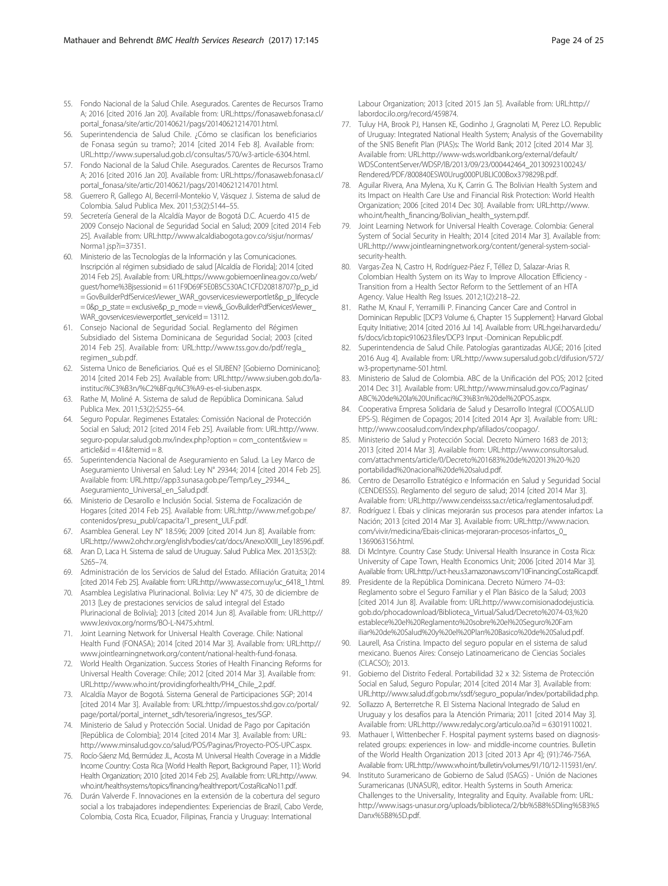55. Fondo Nacional de la Salud Chile. Asegurados. Carentes de Recursos Tramo A; 2016 [cited 2016 Jan 20]. Available from: URL:https://fonasaweb.fonasa.cl/portal_fonasa/site/artic/20140621/pags/20140621214701.html.
56. Superintendencia de Salud Chile. ¿Cómo se clasifican los beneficiarios de Fonasa según su tramo?; 2014 [cited 2014 Feb 8]. Available from: URL:http://www.supersalud.gob.cl/consultas/570/w3-article-6304.html.
57. Fondo Nacional de la Salud Chile. Asegurados. Carentes de Recursos Tramo A; 2016 [cited 2016 Jan 20]. Available from: URL:https://fonasaweb.fonasa.cl/portal_fonasa/site/artic/20140621/pags/20140621214701.html.
58. Guerrero R, Gallego AI, Becerril-Montekio V, Vásquez J. Sistema de salud de Colombia. Salud Publica Mex. 2011;53(2):S144–55.
59. Secretería General de la Alcaldía Mayor de Bogotá D.C. Acuerdo 415 de 2009 Consejo Nacional de Seguridad Social en Salud; 2009 [cited 2014 Feb 25]. Available from: URL:http://www.alcaldiabogota.gov.co/sisjur/normas/Norma1.jsp?i=37351.
60. Ministerio de las Tecnologías de la Información y las Comunicaciones. Inscripción al régimen subsidiado de salud [Alcaldía de Florida]; 2014 [cited 2014 Feb 25]. Available from: URL:https://www.gobiernoenlinea.gov.co/web/guest/home%3Bjsessionid = 611F9D69F5E0B5C530AC1CFD20818707?p_p_id = GovBuilderPdfServicesViewer_WAR_govservicesviewerportlet&p_p_lifecycle = 0&p_p_state = exclusive&p_p_mode = view&_GovBuilderPdfServicesViewer_WAR_govservicesviewerportlet_serviceId = 13112.
61. Consejo Nacional de Seguridad Social. Reglamento del Régimen Subsidiado del Sistema Dominicana de Seguridad Social; 2003 [cited 2014 Feb 25]. Available from: URL:http://www.tss.gov.do/pdf/regla_regimen_sub.pdf.
62. Sistema Unico de Beneficiarios. Qué es el SIUBEN? [Gobierno Dominicano]; 2014 [cited 2014 Feb 25]. Available from: URL:http://www.siuben.gob.do/la-instituci%C3%B3n/%C2%BFqu%C3%A9-es-el-siuben.aspx.
63. Rathe M, Moliné A. Sistema de salud de República Dominicana. Salud Publica Mex. 2011;53(2):S255–64.
64. Seguro Popular. Regimenes Estatales: Comisión Nacional de Protección Social en Salud; 2012 [cited 2014 Feb 25]. Available from: URL:http://www.seguro-popular.salud.gob.mx/index.php?option = com_content&view = article&id = 41&Itemid = 8.
65. Superintendencia Nacional de Aseguramiento en Salud. La Ley Marco de Aseguramiento Universal en Salud: Ley N° 29344; 2014 [cited 2014 Feb 25]. Available from: URL:http://app3.sunasa.gob.pe/Temp/Ley_29344._Aseguramiento_Universal_en_Salud.pdf.
66. Ministerio de Desarrollo e Inclusión Social. Sistema de Focalización de Hogares [cited 2014 Feb 25]. Available from: URL:http://www.mef.gob.pe/contenidos/presu_publ/capacita/1_present_ULF.pdf.
67. Asamblea General. Ley N° 18.596; 2009 [cited 2014 Jun 8]. Available from: URL:http://www2.ohchr.org/english/bodies/cat/docs/AnexoXXIII_Ley18596.pdf.
68. Aran D, Laca H. Sistema de salud de Uruguay. Salud Publica Mex. 2013;53(2):S265–74.
69. Administración de los Servicios de Salud del Estado. Afiliación Gratuita; 2014 [cited 2014 Feb 25]. Available from: URL:http://www.asse.com.uy/uc_6418_1.html.
70. Asamblea Legislativa Plurinacional. Bolivia: Ley N° 475, 30 de diciembre de 2013 [Ley de prestaciones servicios de salud integral del Estado Plurinacional de Bolivia]; 2013 [cited 2014 Jun 8]. Available from: URL:http://www.lexivox.org/norms/BO-L-N475.xhtml.
71. Joint Learning Network for Universal Health Coverage. Chile: National Health Fund (FONASA); 2014 [cited 2014 Mar 3]. Available from: URL:http://www.jointlearningnetwork.org/content/national-health-fund-fonasa.
72. World Health Organization. Success Stories of Health Financing Reforms for Universal Health Coverage: Chile; 2012 [cited 2014 Mar 3]. Available from: URL:http://www.who.int/providingforhealth/PH4_Chile_2.pdf.
73. Alcaldía Mayor de Bogotá. Sistema General de Participaciones SGP; 2014 [cited 2014 Mar 3]. Available from: URL:http://impuestos.shd.gov.co/portal/page/portal/portal_internet_sdh/tesoreria/ingresos_tes/SGP.
74. Ministerio de Salud y Protección Social. Unidad de Pago por Capitación [República de Colombia]; 2014 [cited 2014 Mar 3]. Available from: URL:http://www.minsalud.gov.co/salud/POS/Paginas/Proyecto-POS-UPC.aspx.
75. Rocío-Sáenz Md, Bermúdez JL, Acosta M. Universal Health Coverage in a Middle Income Country: Costa Rica [World Health Report, Background Paper, 11]: World Health Organization; 2010 [cited 2014 Feb 25]. Available from: URL:http://www.who.int/healthsystems/topics/financing/healthreport/CostaRicaNo11.pdf.
76. Durán Valverde F. Innovaciones en la extensión de la cobertura del seguro social a los trabajadores independientes: Experiencias de Brazil, Cabo Verde, Colombia, Costa Rica, Ecuador, Filipinas, Francia y Uruguay: International Labour Organization; 2013 [cited 2015 Jan 5]. Available from: URL:http://labordoc.ilo.org/record/459874.
77. Tuluy HA, Brook PJ, Hansen KE, Godinho J, Gragnolati M, Perez LO. Republic of Uruguay: Integrated National Health System; Analysis of the Governability of the SNIS Benefit Plan (PIAS)s: The World Bank; 2012 [cited 2014 Mar 3]. Available from: URL:http://www-wds.worldbank.org/external/default/WDSContentServer/WDSP/IB/2013/09/23/000442464_20130923100243/Rendered/PDF/800840ESW0Urug000PUBLIC00Box379829B.pdf.
78. Aguilar Rivera, Ana Mylena, Xu K, Carrin G. The Bolivian Health System and its Impact on Health Care Use and Financial Risk Protection: World Health Organization; 2006 [cited 2014 Dec 30]. Available from: URL:http://www.who.int/health_financing/Bolivian_health_system.pdf.
79. Joint Learning Network for Universal Health Coverage. Colombia: General System of Social Security in Health; 2014 [cited 2014 Mar 3]. Available from: URL:http://www.jointlearningnetwork.org/content/general-system-social-security-health.
80. Vargas-Zea N, Castro H, Rodríguez-Páez F, Téllez D, Salazar-Arias R. Colombian Health System on its Way to Improve Allocation Efficiency - Transition from a Health Sector Reform to the Settlement of an HTA Agency. Value Health Reg Issues. 2012;1(2):218–22.
81. Rathe M, Knaul F, Yerramilli P. Financing Cancer Care and Control in Dominican Republic [DCP3 Volume 6, Chapter 15 Supplement]: Harvard Global Equity Initiative; 2014 [cited 2016 Jul 14]. Available from: URL:hgei.harvard.edu/fs/docs/icb.topic910623.files/DCP3 Input -Dominican Republic.pdf.
82. Superintendencia de Salud Chile. Patologías garantizadas AUGE; 2016 [cited 2016 Aug 4]. Available from: URL:http://www.supersalud.gob.cl/difusion/572/w3-propertyname-501.html.
83. Ministerio de Salud de Colombia. ABC de la Unificación del POS; 2012 [cited 2014 Dec 31]. Available from: URL:http://www.minsalud.gov.co/Paginas/ABC%20de%20la%20Unificaci%C3%B3n%20del%20POS.aspx.
84. Cooperativa Empresa Solidaria de Salud y Desarrollo Integral (COOSALUD EPS-S). Régimen de Copagos; 2014 [cited 2014 Apr 3]. Available from: URL:http://www.coosalud.com/index.php/afiliados/coopago/.
85. Ministerio de Salud y Protección Social. Decreto Número 1683 de 2013; 2013 [cited 2014 Mar 3]. Available from: URL:http://www.consultorsalud.com/attachments/article/0/Decreto%201683%20de%202013%20-%20portabilidad%20nacional%20de%20salud.pdf.
86. Centro de Desarrollo Estratégico e Información en Salud y Seguridad Social (CENDEISSS). Reglamento del seguro de salud; 2014 [cited 2014 Mar 3]. Available from: URL:http://www.cendeisss.sa.cr/etica/reglamentosalud.pdf.
87. Rodríguez I. Ebais y clínicas mejorarán sus procesos para atender infartos: La Nación; 2013 [cited 2014 Mar 3]. Available from: URL:http://www.nacion.com/vivir/medicina/Ebais-clinicas-mejoraran-procesos-infartos_0_1369063156.html.
88. Di McIntyre. Country Case Study: Universal Health Insurance in Costa Rica: University of Cape Town, Health Economics Unit; 2006 [cited 2014 Mar 3]. Available from: URL:http://uct-heu.s3.amazonaws.com/10FinancingCostaRica.pdf.
89. Presidente de la República Dominicana. Decreto Número 74–03: Reglamento sobre el Seguro Familiar y el Plan Básico de la Salud; 2003 [cited 2014 Jun 8]. Available from: URL:http://www.comisionadodejusticia.gob.do/phocadownload/Biblioteca_Virtual/Salud/Decreto%2074-03,%20establece%20el%20Reglamento%20sobre%20el%20Seguro%20Familiar%20de%20Salud%20y%20el%20Plan%20Basico%20de%20Salud.pdf.
90. Laurell, Asa Cristina. Impacto del seguro popular en el sistema de salud mexicano. Buenos Aires: Consejo Latinoamericano de Ciencias Sociales (CLACSO); 2013.
91. Gobierno del Distrito Federal. Portabilidad 32 x 32: Sistema de Protección Social en Salud, Seguro Popular; 2014 [cited 2014 Mar 3]. Available from: URL:http://www.salud.df.gob.mx/ssdf/seguro_popular/index/portabilidad.php.
92. Sollazzo A, Berterretche R. El Sistema Nacional Integrado de Salud en Uruguay y los desafíos para la Atención Primaria; 2011 [cited 2014 May 3]. Available from: URL:http://www.redalyc.org/articulo.oa?id = 63019110021.
93. Mathauer I, Wittenbecher F. Hospital payment systems based on diagnosis-related groups: experiences in low- and middle-income countries. Bulletin of the World Health Organization 2013 [cited 2013 Apr 4]; (91):746-756A. Available from: URL:http://www.who.int/bulletin/volumes/91/10/12-115931/en/.
94. Instituto Suramericano de Gobierno de Salud (ISAGS) - Unión de Naciones Suramericanas (UNASUR), editor. Health Systems in South America: Challenges to the Universality, Integrality and Equity. Available from: URL:http://www.isags-unasur.org/uploads/biblioteca/2/bb%5B8%5Dling%5B3%5Danx%5B8%5D.pdf.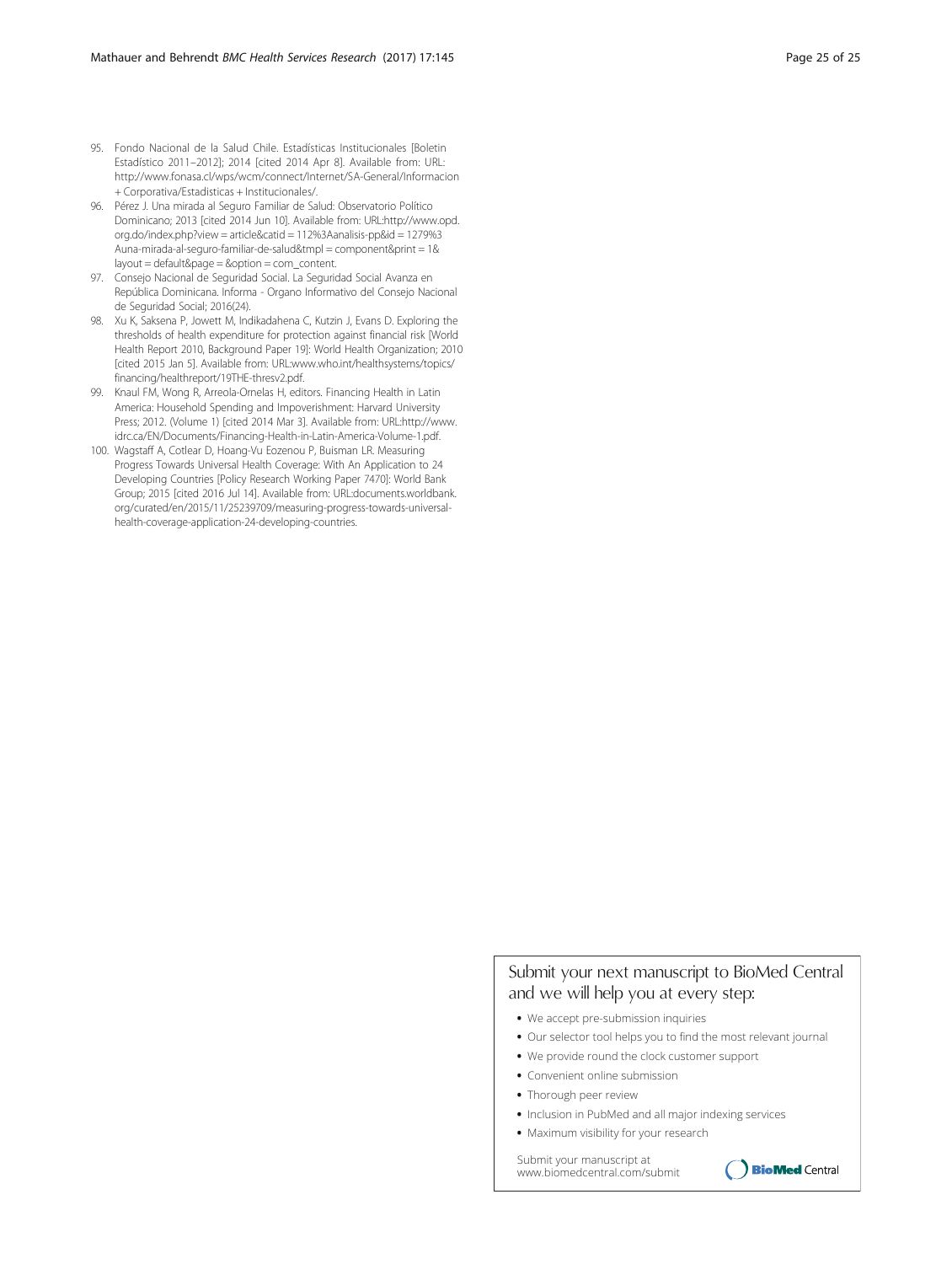95. Fondo Nacional de la Salud Chile. Estadísticas Institucionales [Boletin Estadístico 2011–2012]; 2014 [cited 2014 Apr 8]. Available from: URL: http://www.fonasa.cl/wps/wcm/connect/Internet/SA-General/Informacion + Corporativa/Estadisticas + Institucionales/.
96. Pérez J. Una mirada al Seguro Familiar de Salud: Observatorio Político Dominicano; 2013 [cited 2014 Jun 10]. Available from: URL:http://www.opd.org.do/index.php?view = article&catid = 112%3Aanalisis-pp&id = 1279%3Auna-mirada-al-seguro-familiar-de-salud&tmpl = component&print = 1&layout = default&page = &option = com_content.
97. Consejo Nacional de Seguridad Social. La Seguridad Social Avanza en República Dominicana. Informa - Organo Informativo del Consejo Nacional de Seguridad Social; 2016(24).
98. Xu K, Saksena P, Jowett M, Indikadahena C, Kutzin J, Evans D. Exploring the thresholds of health expenditure for protection against financial risk [World Health Report 2010, Background Paper 19]: World Health Organization; 2010 [cited 2015 Jan 5]. Available from: URL:www.who.int/healthsystems/topics/financing/healthreport/19THE-thresv2.pdf.
99. Knaul FM, Wong R, Arreola-Ornelas H, editors. Financing Health in Latin America: Household Spending and Impoverishment: Harvard University Press; 2012. (Volume 1) [cited 2014 Mar 3]. Available from: URL:http://www.idrc.ca/EN/Documents/Financing-Health-in-Latin-America-Volume-1.pdf.
100. Wagstaff A, Cotlear D, Hoang-Vu Eozenou P, Buisman LR. Measuring Progress Towards Universal Health Coverage: With An Application to 24 Developing Countries [Policy Research Working Paper 7470]: World Bank Group; 2015 [cited 2016 Jul 14]. Available from: URL:documents.worldbank.org/curated/en/2015/11/25239709/measuring-progress-towards-universal-health-coverage-application-24-developing-countries.

Submit your next manuscript to BioMed Central and we will help you at every step:

- We accept pre-submission inquiries
- Our selector tool helps you to find the most relevant journal
- We provide round the clock customer support
- Convenient online submission
- Thorough peer review
- Inclusion in PubMed and all major indexing services
- Maximum visibility for your research

Submit your manuscript at www.biomedcentral.com/submit

BioMed Central